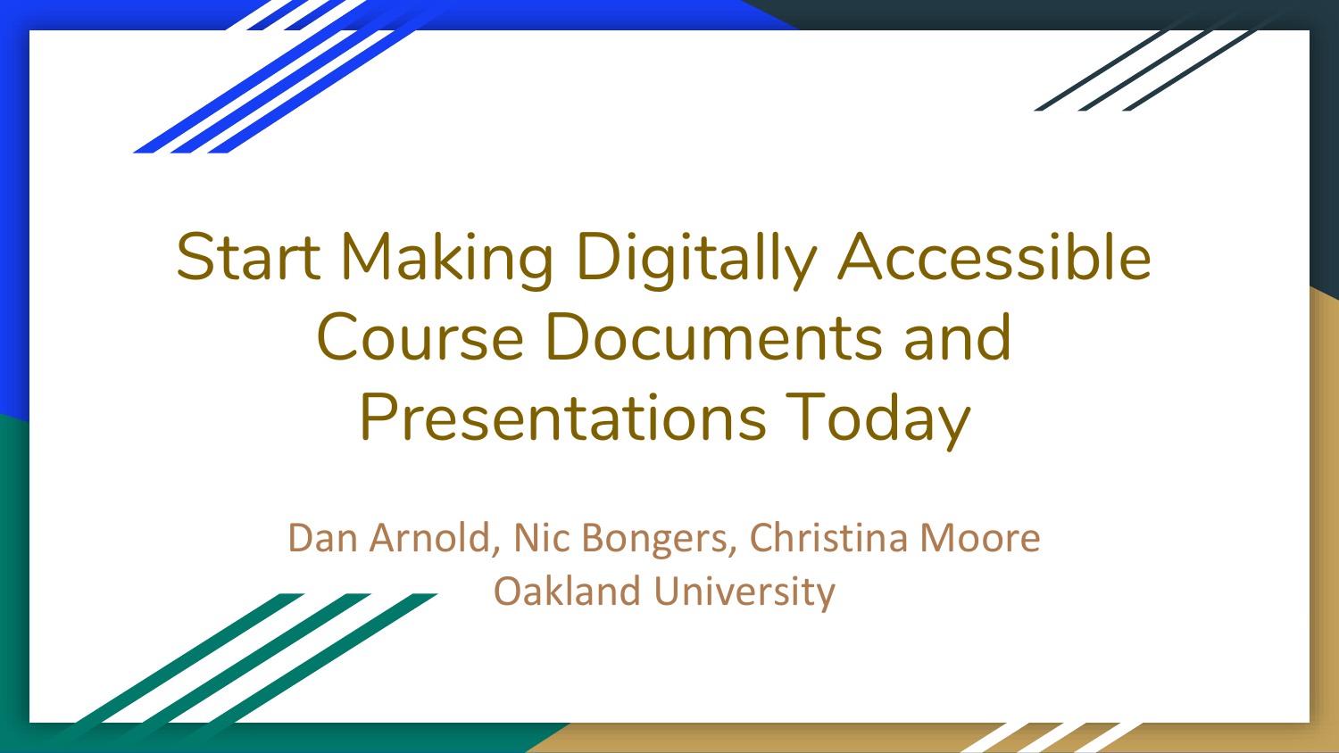# Start Making Digitally Accessible Course Documents and Presentations Today

Dan Arnold, Nic Bongers, Christina Moore

Oakland University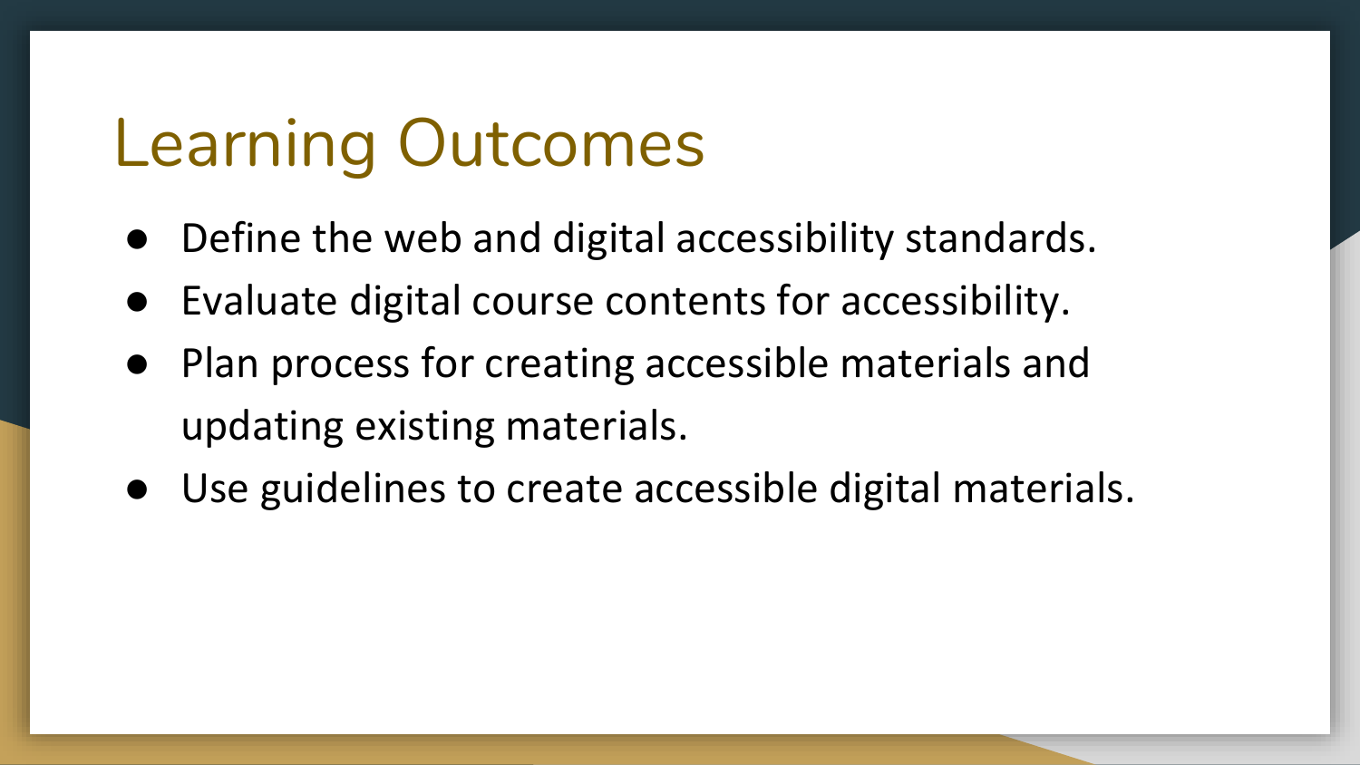# Learning Outcomes

- Define the web and digital accessibility standards.
- Evaluate digital course contents for accessibility.
- Plan process for creating accessible materials and updating existing materials.
- Use guidelines to create accessible digital materials.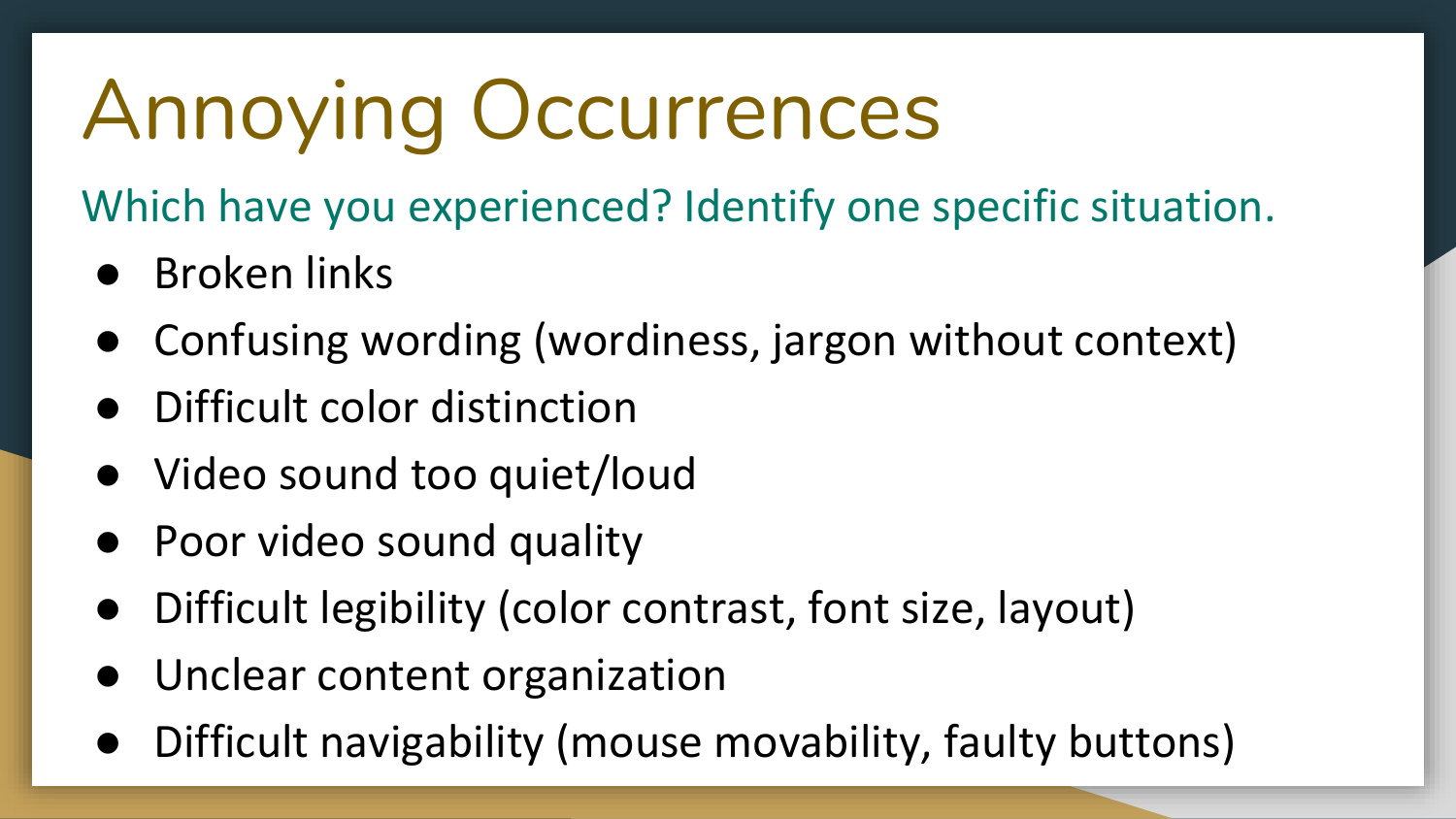# Annoying Occurrences

Which have you experienced? Identify one specific situation.

- Broken links
- Confusing wording (wordiness, jargon without context)
- Difficult color distinction
- Video sound too quiet/loud
- Poor video sound quality
- Difficult legibility (color contrast, font size, layout)
- Unclear content organization
- Difficult navigability (mouse movability, faulty buttons)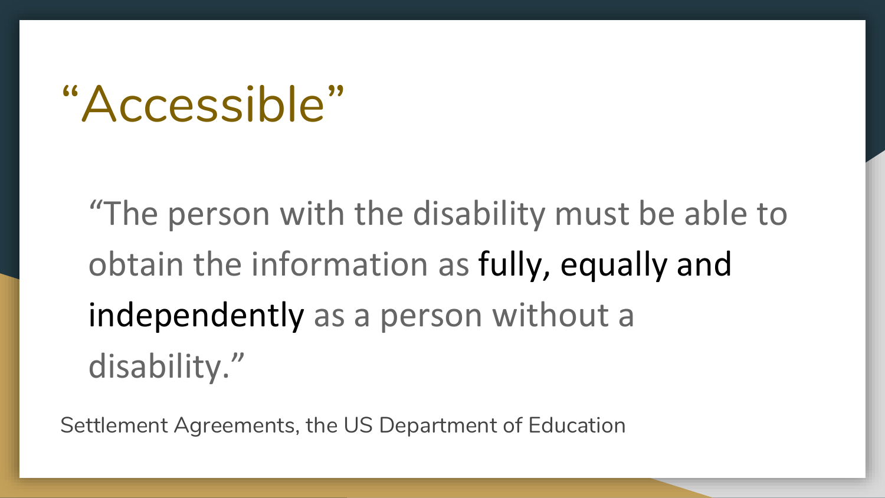# "Accessible"

"The person with the disability must be able to obtain the information as **fully, equally and independently** as a person without a disability."

Settlement Agreements, the US Department of Education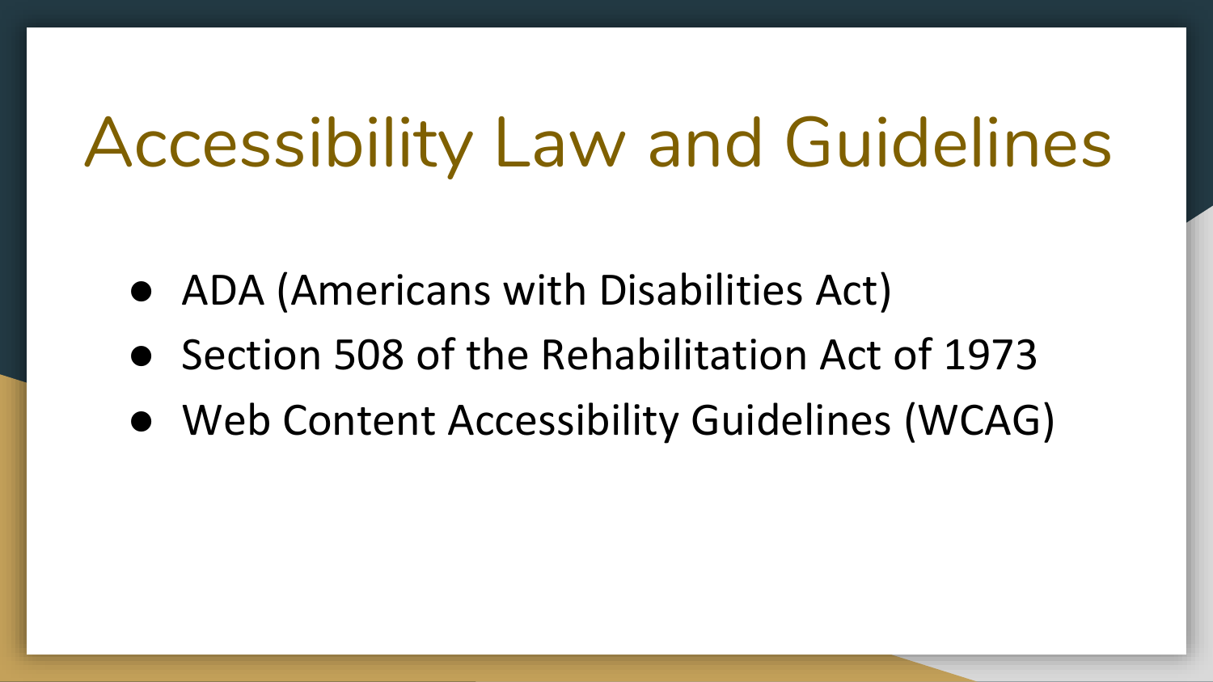# Accessibility Law and Guidelines

- ADA (Americans with Disabilities Act)
- Section 508 of the Rehabilitation Act of 1973
- Web Content Accessibility Guidelines (WCAG)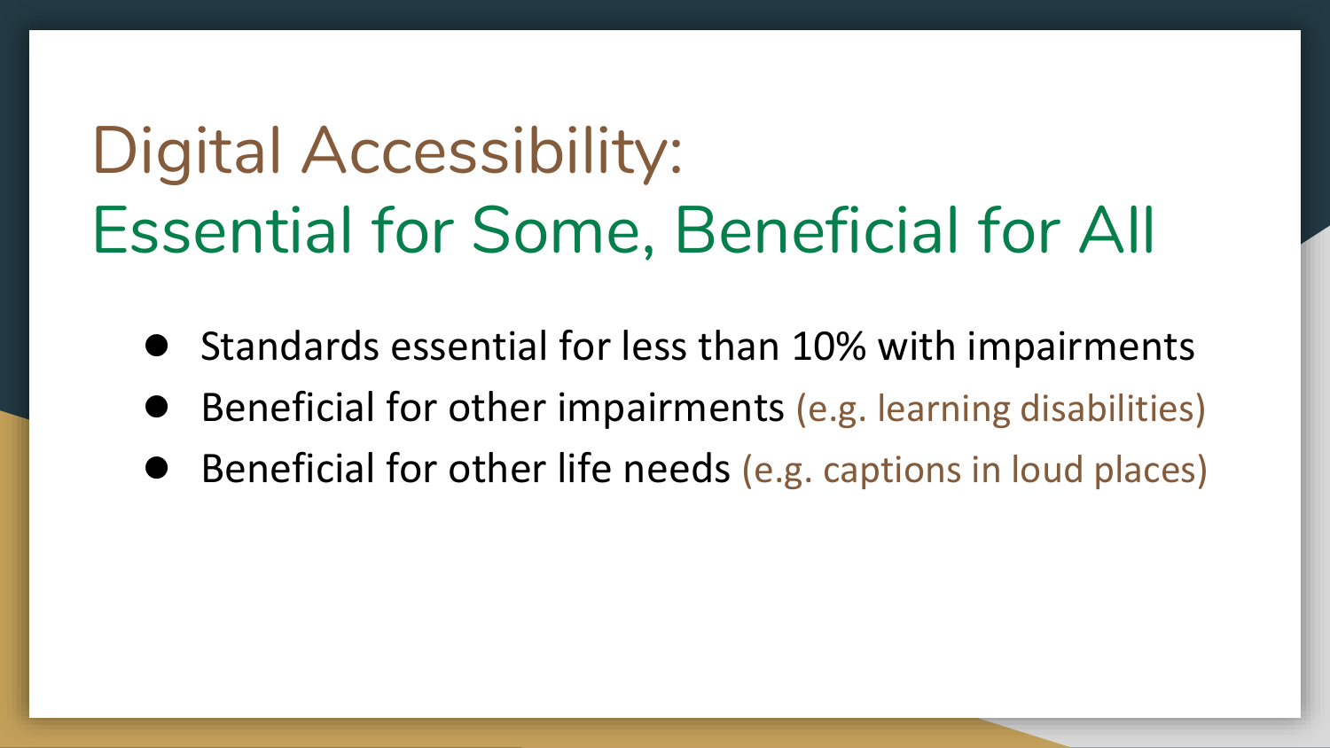# Digital Accessibility:
# Essential for Some, Beneficial for All

- Standards essential for less than 10% with impairments
- Beneficial for other impairments (e.g. learning disabilities)
- Beneficial for other life needs (e.g. captions in loud places)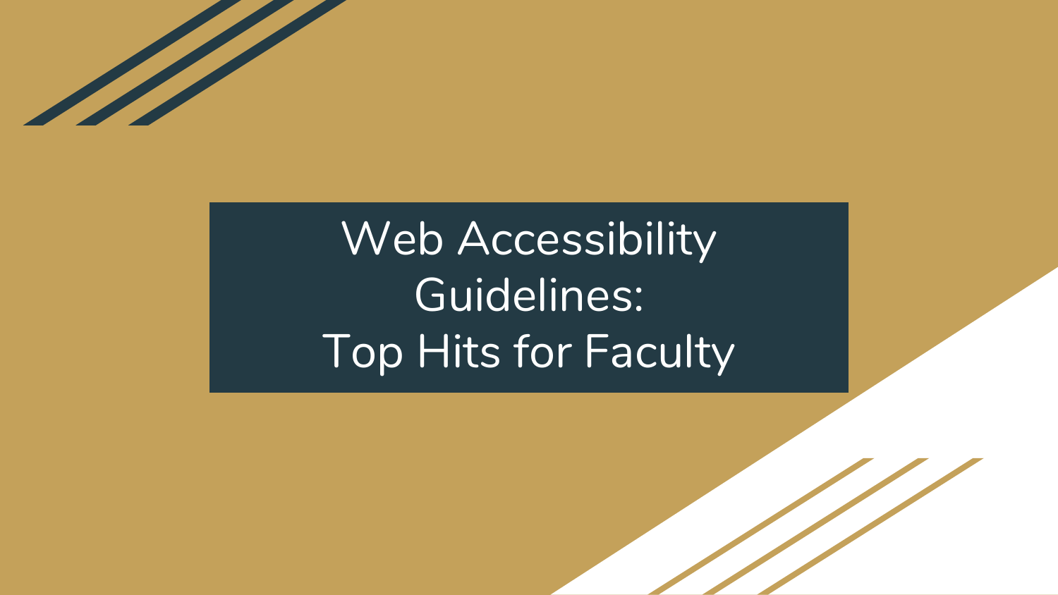# Web Accessibility Guidelines: Top Hits for Faculty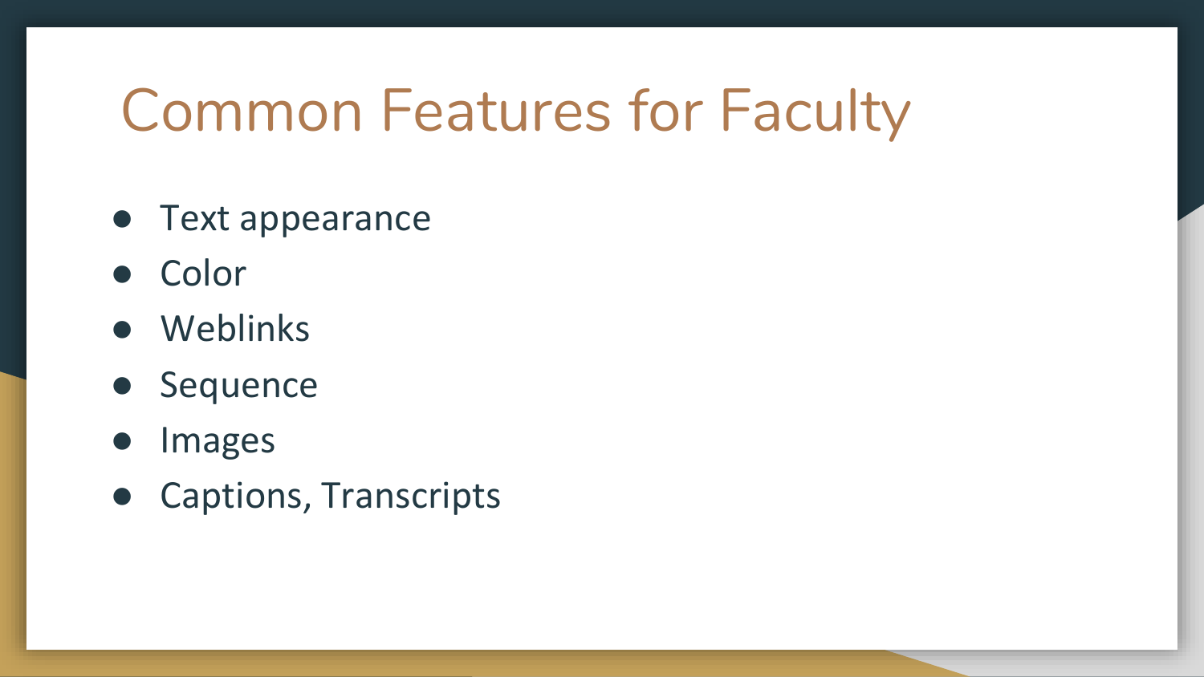# Common Features for Faculty

- Text appearance
- Color
- Weblinks
- Sequence
- Images
- Captions, Transcripts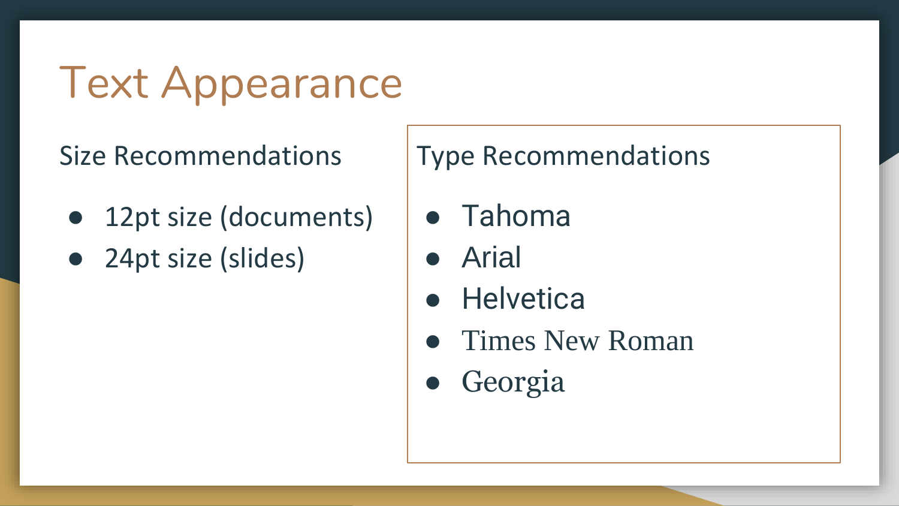# Text Appearance

## Size Recommendations

- 12pt size (documents)
- 24pt size (slides)

## Type Recommendations

- Tahoma
- Arial
- Helvetica
- Times New Roman
- Georgia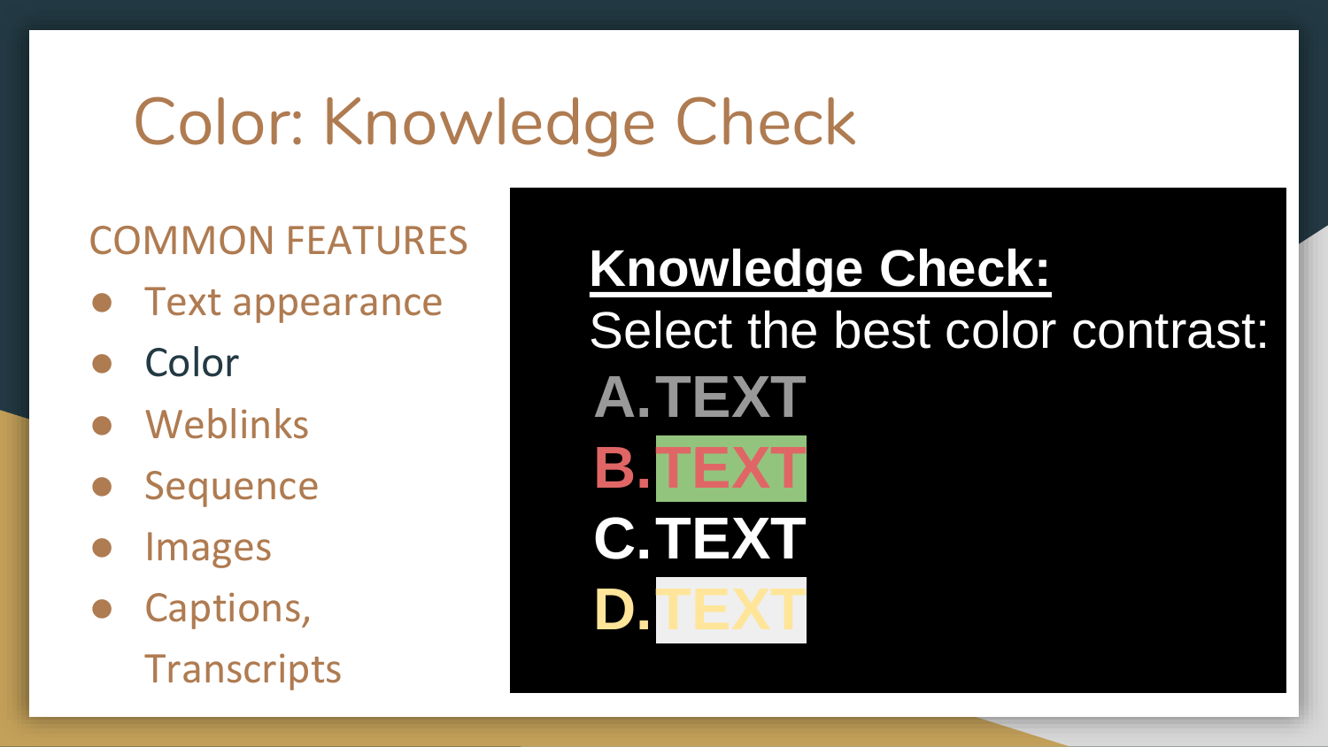# Color: Knowledge Check

COMMON FEATURES

- Text appearance
- Color
- Weblinks
- Sequence
- Images
- Captions, Transcripts

**Knowledge Check:**

Select the best color contrast:

A. TEXT

B. TEXT

C. TEXT

D. TEXT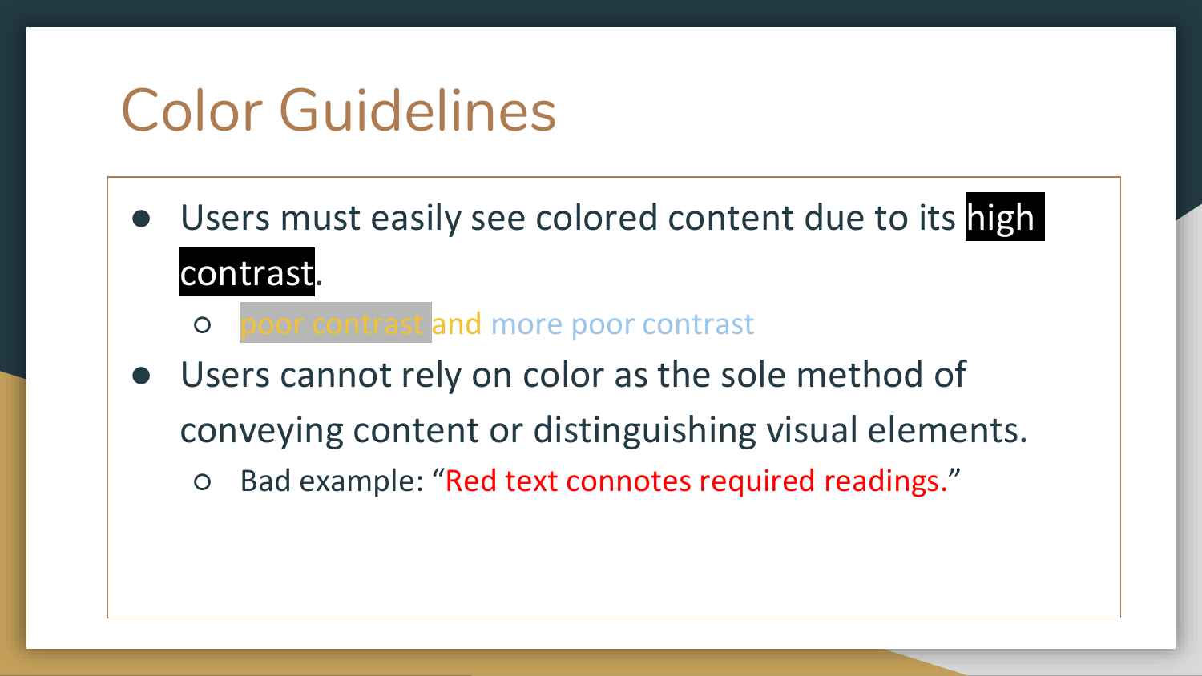# Color Guidelines

- Users must easily see colored content due to its high contrast.
  - poor contrast and more poor contrast
- Users cannot rely on color as the sole method of conveying content or distinguishing visual elements.
  - Bad example: “Red text connotes required readings.”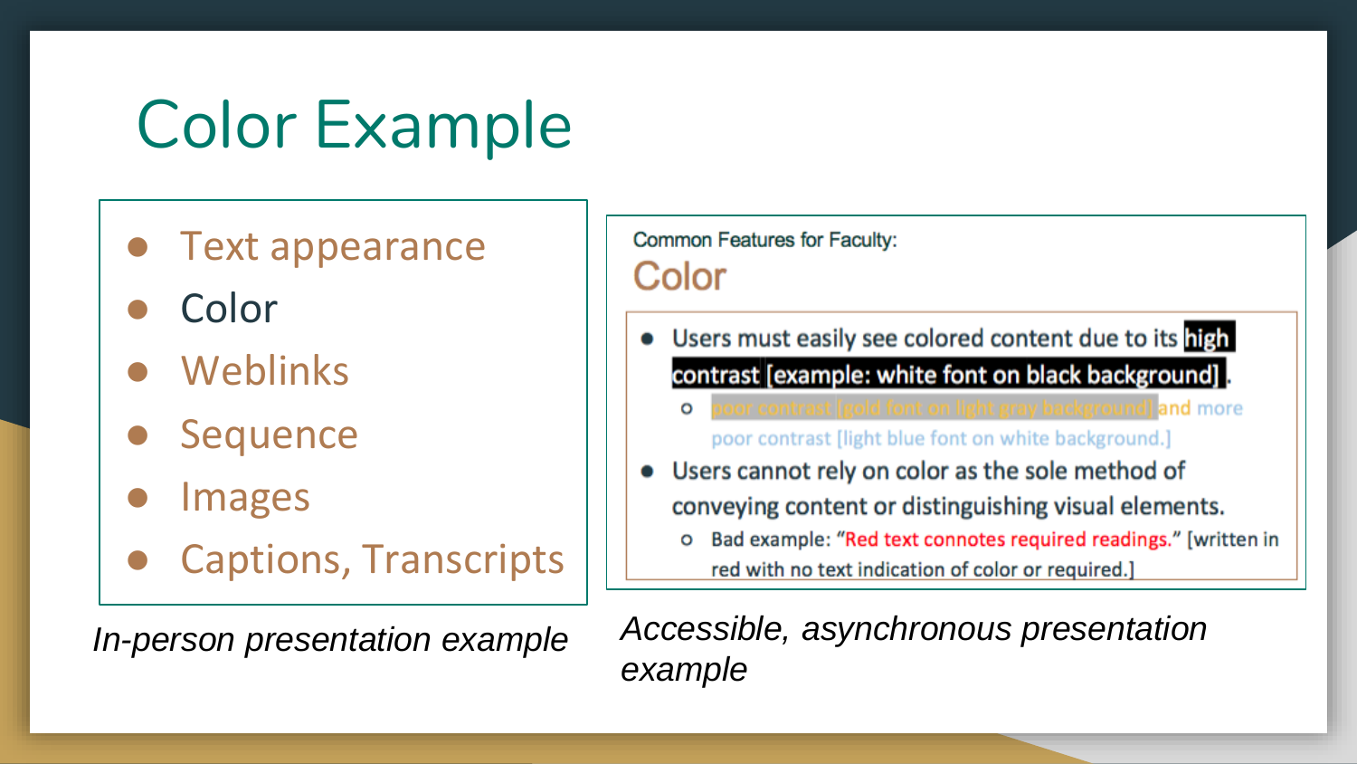# Color Example

- Text appearance
- Color
- Weblinks
- Sequence
- Images
- Captions, Transcripts

*In-person presentation example*

Common Features for Faculty:

## Color

- Users must easily see colored content due to its **high contrast [example: white font on black background]**.
  - poor contrast [gold font on light gray background] and more poor contrast [light blue font on white background.]
- Users cannot rely on color as the sole method of conveying content or distinguishing visual elements.
  - Bad example: "Red text connotes required readings." [written in red with no text indication of color or required.]

*Accessible, asynchronous presentation example*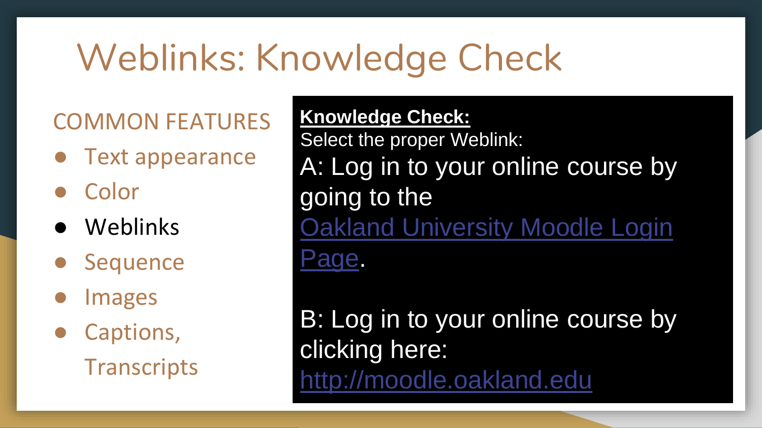# Weblinks: Knowledge Check

## COMMON FEATURES

- Text appearance
- Color
- Weblinks
- Sequence
- Images
- Captions, Transcripts

**Knowledge Check:**

Select the proper Weblink:

A: Log in to your online course by going to the Oakland University Moodle Login Page.

B: Log in to your online course by clicking here: http://moodle.oakland.edu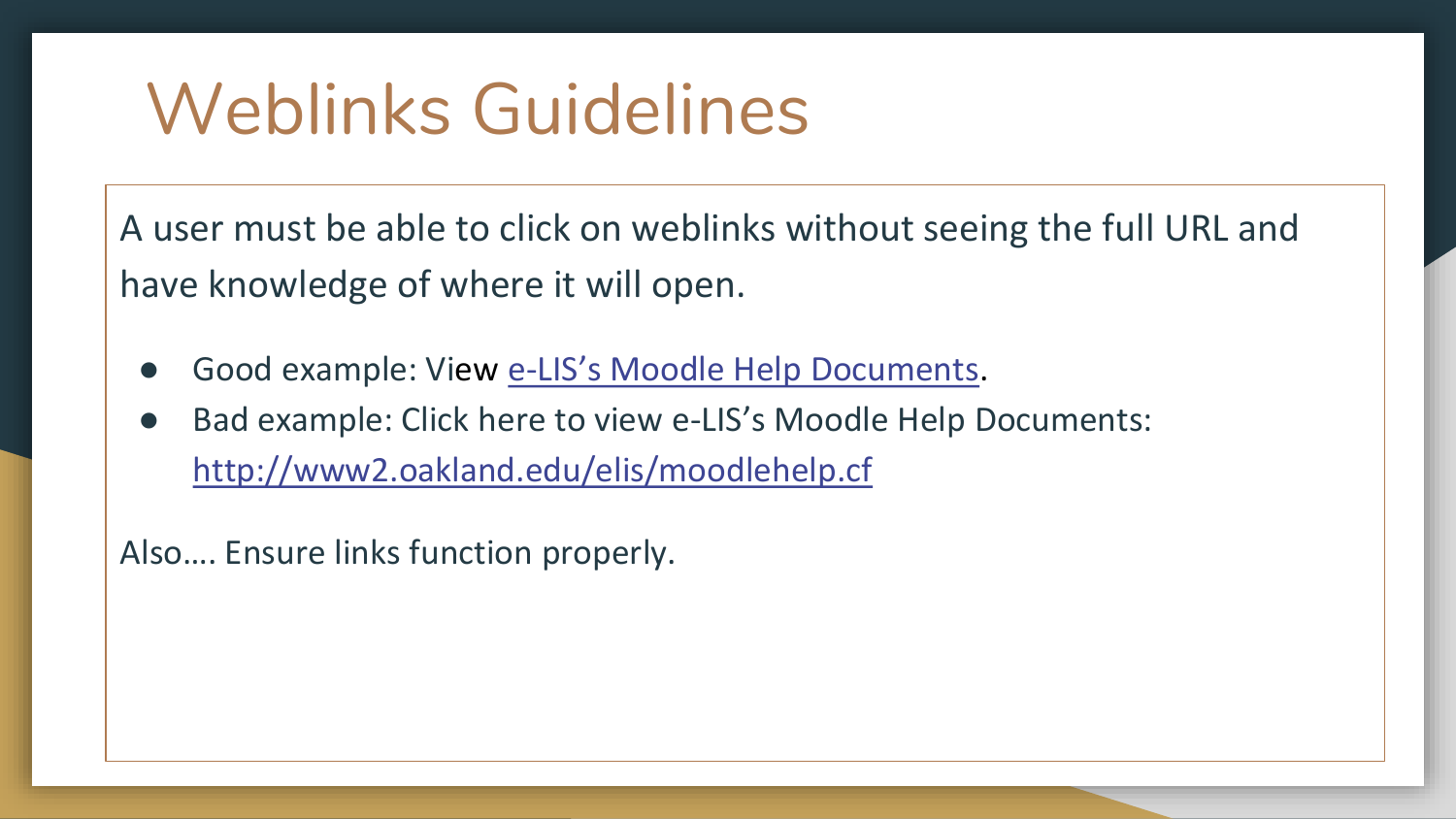# Weblinks Guidelines

A user must be able to click on weblinks without seeing the full URL and have knowledge of where it will open.

- Good example: View e-LIS's Moodle Help Documents.
- Bad example: Click here to view e-LIS's Moodle Help Documents: http://www2.oakland.edu/elis/moodlehelp.cf

Also…. Ensure links function properly.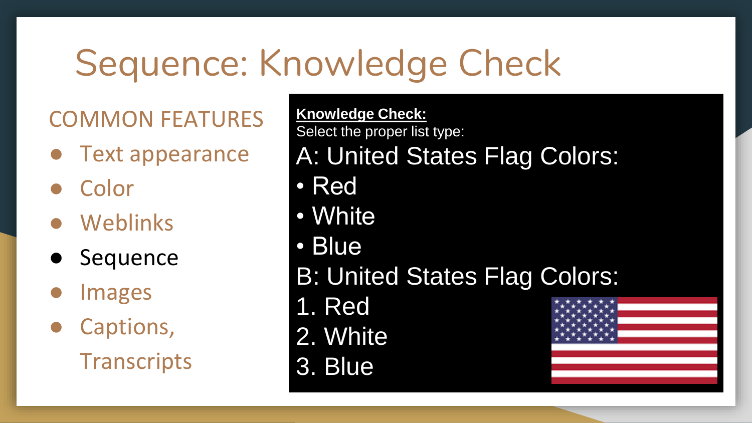# Sequence: Knowledge Check

## COMMON FEATURES

- Text appearance
- Color
- Weblinks
- **Sequence**
- Images
- Captions, Transcripts

**Knowledge Check:**

Select the proper list type:

A: United States Flag Colors:

- Red
- White
- Blue

B: United States Flag Colors:

1. Red
2. White
3. Blue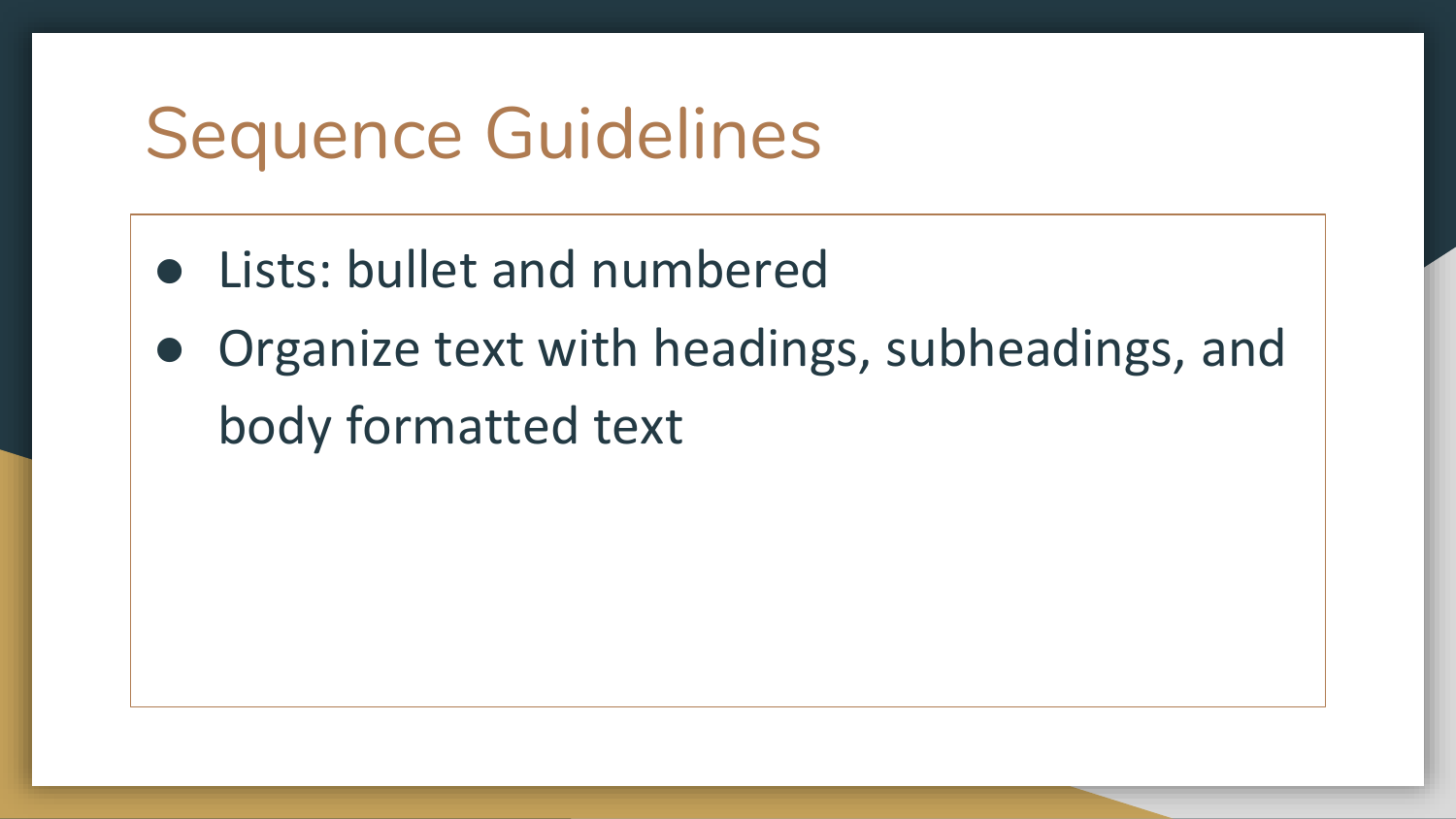# Sequence Guidelines

- Lists: bullet and numbered
- Organize text with headings, subheadings, and body formatted text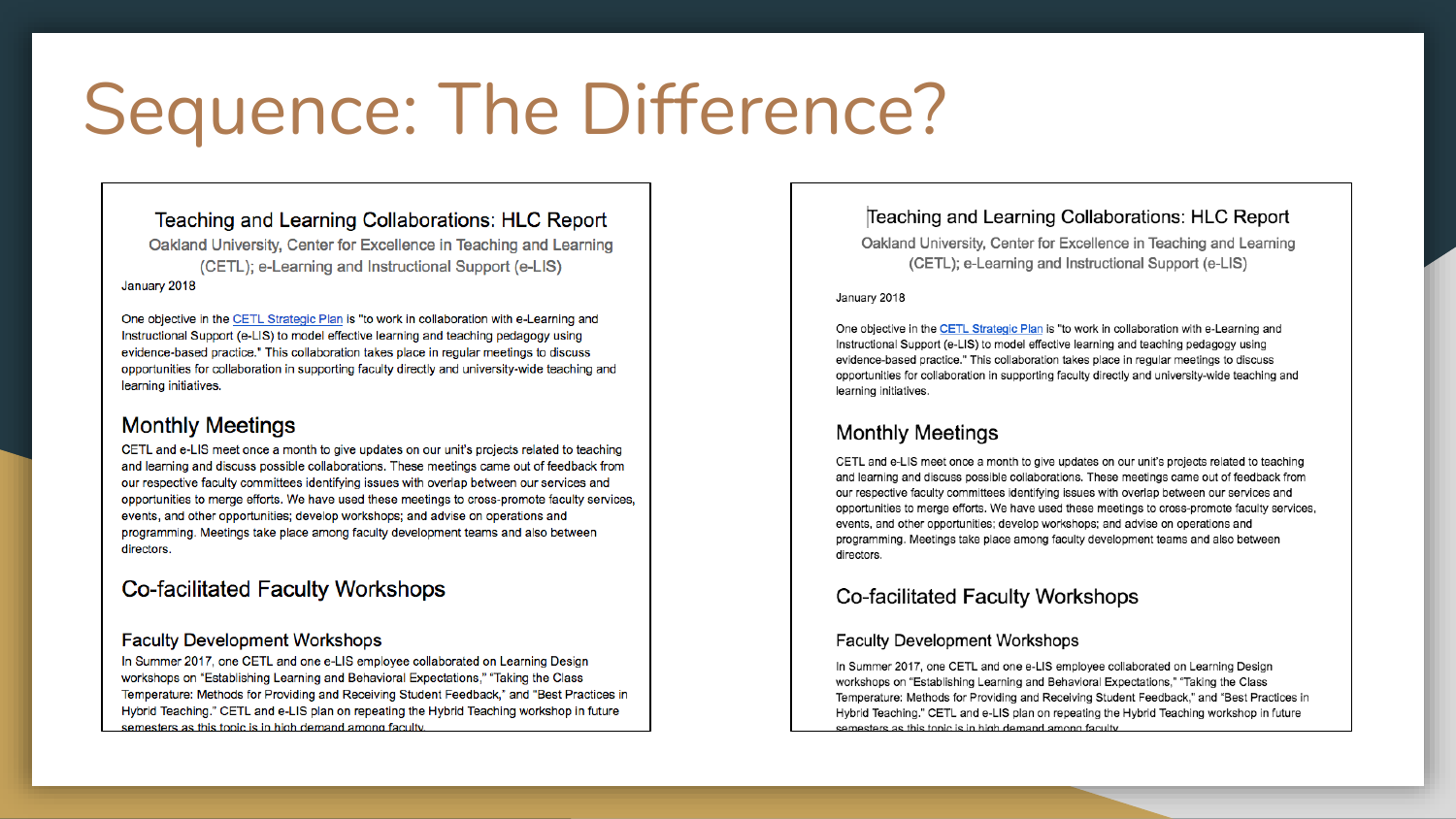# Sequence: The Difference?

## Teaching and Learning Collaborations: HLC Report

Oakland University, Center for Excellence in Teaching and Learning (CETL); e-Learning and Instructional Support (e-LIS)

January 2018

One objective in the CETL Strategic Plan is "to work in collaboration with e-Learning and Instructional Support (e-LIS) to model effective learning and teaching pedagogy using evidence-based practice." This collaboration takes place in regular meetings to discuss opportunities for collaboration in supporting faculty directly and university-wide teaching and learning initiatives.

### Monthly Meetings

CETL and e-LIS meet once a month to give updates on our unit's projects related to teaching and learning and discuss possible collaborations. These meetings came out of feedback from our respective faculty committees identifying issues with overlap between our services and opportunities to merge efforts. We have used these meetings to cross-promote faculty services, events, and other opportunities; develop workshops; and advise on operations and programming. Meetings take place among faculty development teams and also between directors.

### Co-facilitated Faculty Workshops

#### Faculty Development Workshops

In Summer 2017, one CETL and one e-LIS employee collaborated on Learning Design workshops on "Establishing Learning and Behavioral Expectations," "Taking the Class Temperature: Methods for Providing and Receiving Student Feedback," and "Best Practices in Hybrid Teaching." CETL and e-LIS plan on repeating the Hybrid Teaching workshop in future semesters as this topic is in high demand among faculty.

---

## Teaching and Learning Collaborations: HLC Report

Oakland University, Center for Excellence in Teaching and Learning (CETL); e-Learning and Instructional Support (e-LIS)

January 2018

One objective in the CETL Strategic Plan is "to work in collaboration with e-Learning and Instructional Support (e-LIS) to model effective learning and teaching pedagogy using evidence-based practice." This collaboration takes place in regular meetings to discuss opportunities for collaboration in supporting faculty directly and university-wide teaching and learning initiatives.

### Monthly Meetings

CETL and e-LIS meet once a month to give updates on our unit's projects related to teaching and learning and discuss possible collaborations. These meetings came out of feedback from our respective faculty committees identifying issues with overlap between our services and opportunities to merge efforts. We have used these meetings to cross-promote faculty services, events, and other opportunities; develop workshops; and advise on operations and programming. Meetings take place among faculty development teams and also between directors.

### Co-facilitated Faculty Workshops

#### Faculty Development Workshops

In Summer 2017, one CETL and one e-LIS employee collaborated on Learning Design workshops on "Establishing Learning and Behavioral Expectations," "Taking the Class Temperature: Methods for Providing and Receiving Student Feedback," and "Best Practices in Hybrid Teaching." CETL and e-LIS plan on repeating the Hybrid Teaching workshop in future semesters as this topic is in high demand among faculty.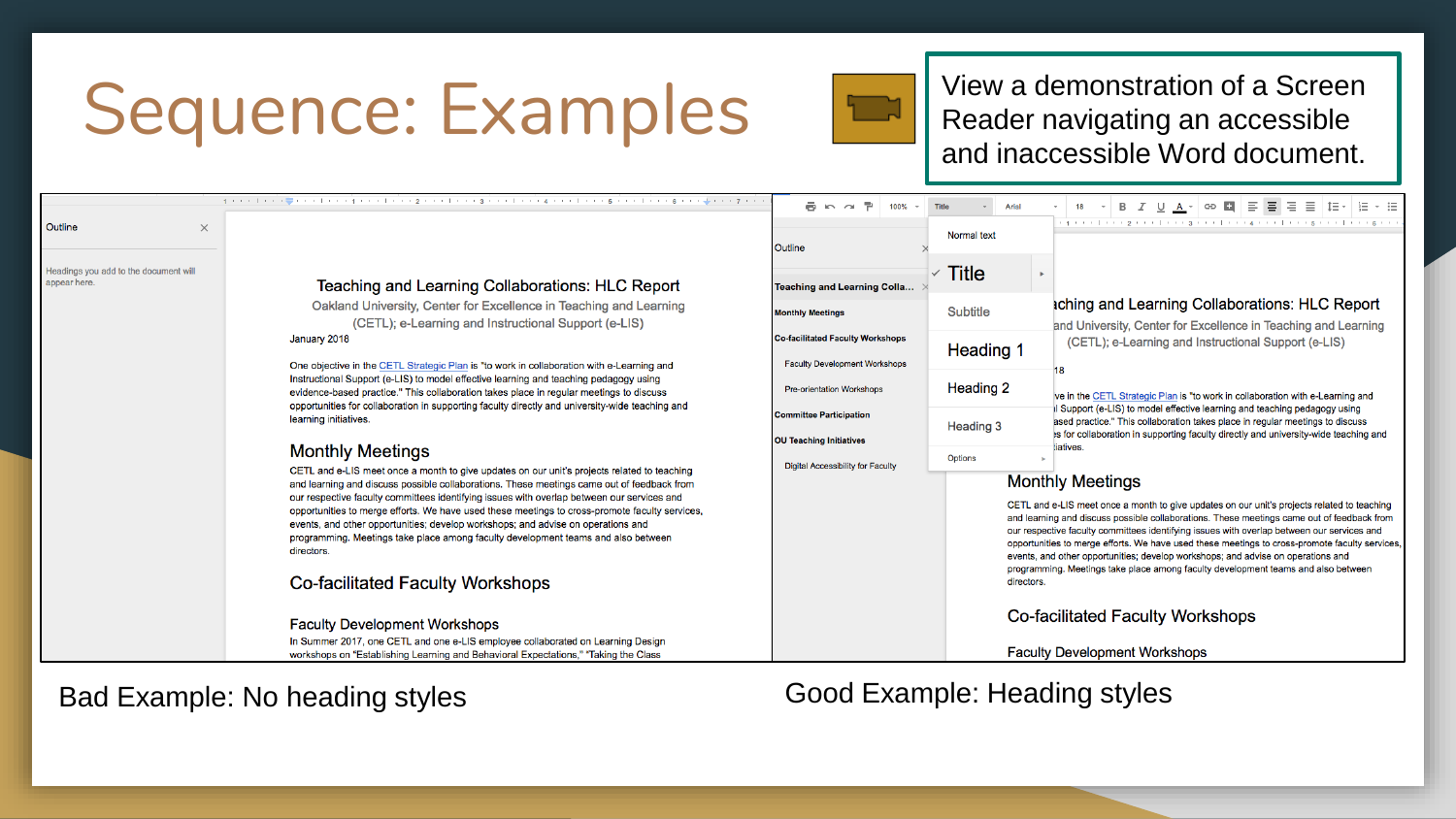# Sequence: Examples

View a demonstration of a Screen Reader navigating an accessible and inaccessible Word document.

Bad Example: No heading styles

Good Example: Heading styles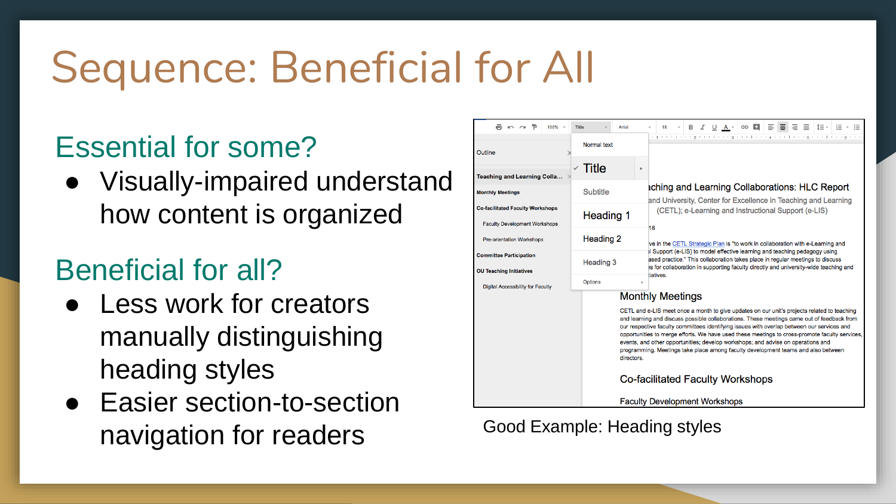# Sequence: Beneficial for All

## Essential for some?

- Visually-impaired understand how content is organized

## Beneficial for all?

- Less work for creators manually distinguishing heading styles
- Easier section-to-section navigation for readers

Good Example: Heading styles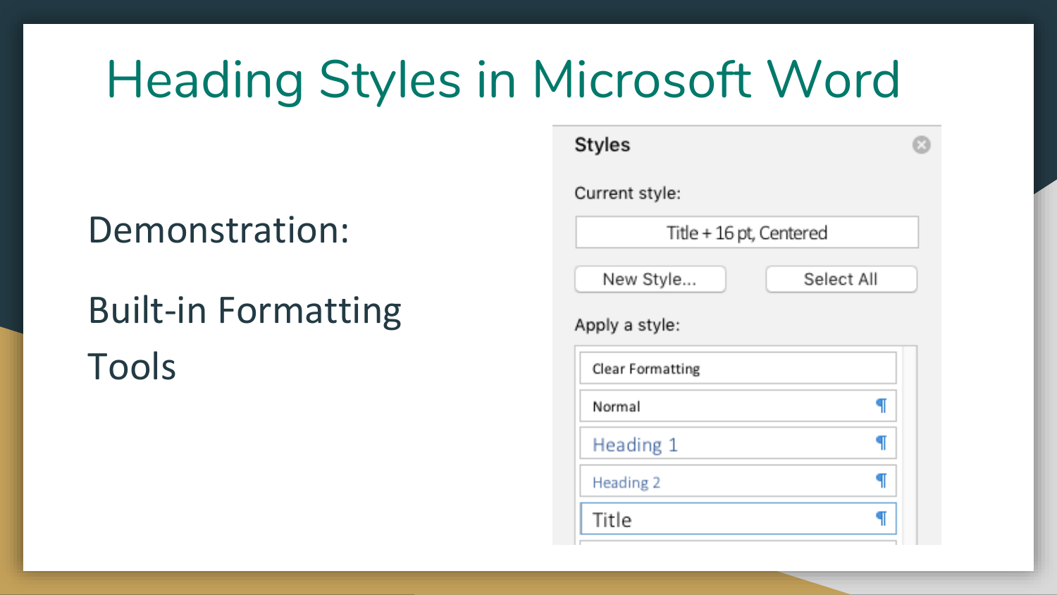# Heading Styles in Microsoft Word

Demonstration:

Built-in Formatting Tools

**Styles**

Current style:

Title + 16 pt, Centered

New Style... | Select All

Apply a style:

- Clear Formatting
- Normal
- Heading 1
- Heading 2
- Title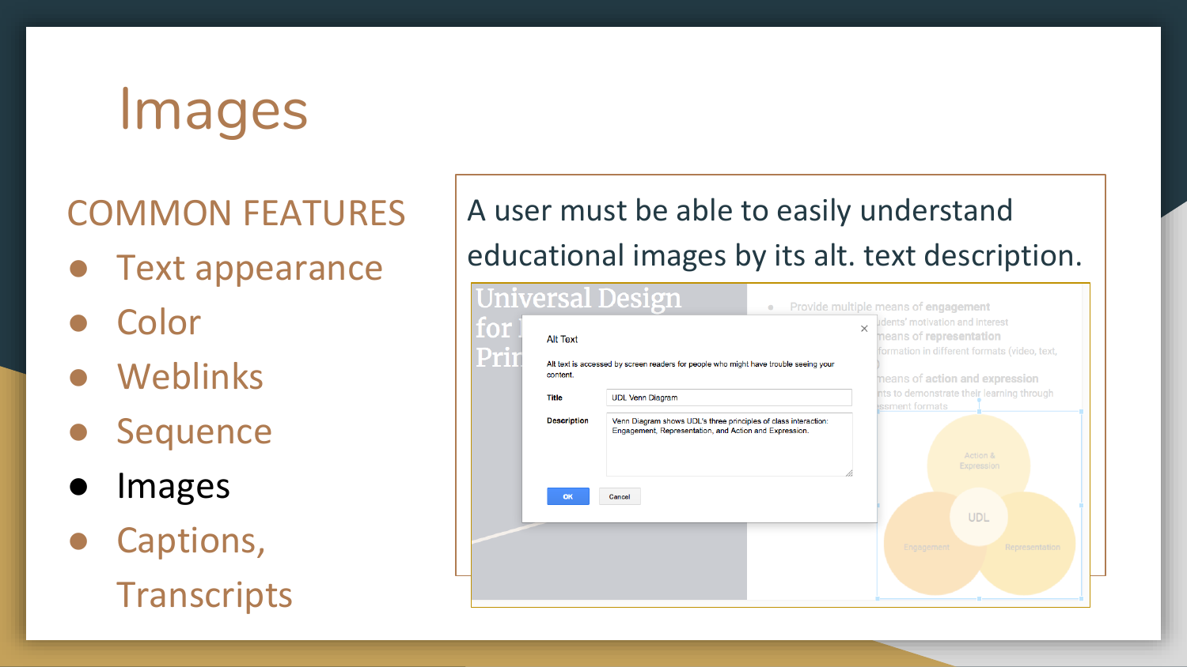# Images

## COMMON FEATURES

- Text appearance
- Color
- Weblinks
- Sequence
- Images
- Captions, Transcripts

A user must be able to easily understand educational images by its alt. text description.

Alt Text

Alt text is accessed by screen readers for people who might have trouble seeing your content.

Title: UDL Venn Diagram

Description: Venn Diagram shows UDL's three principles of class interaction: Engagement, Representation, and Action and Expression.

OK | Cancel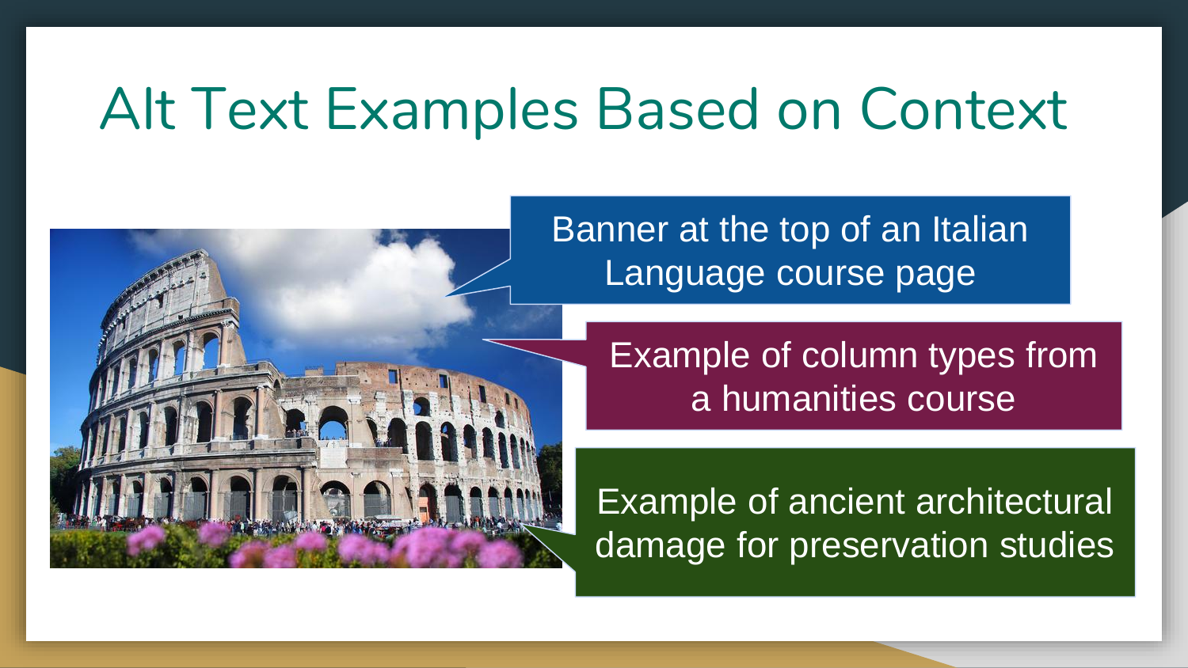# Alt Text Examples Based on Context

Banner at the top of an Italian Language course page

Example of column types from a humanities course

Example of ancient architectural damage for preservation studies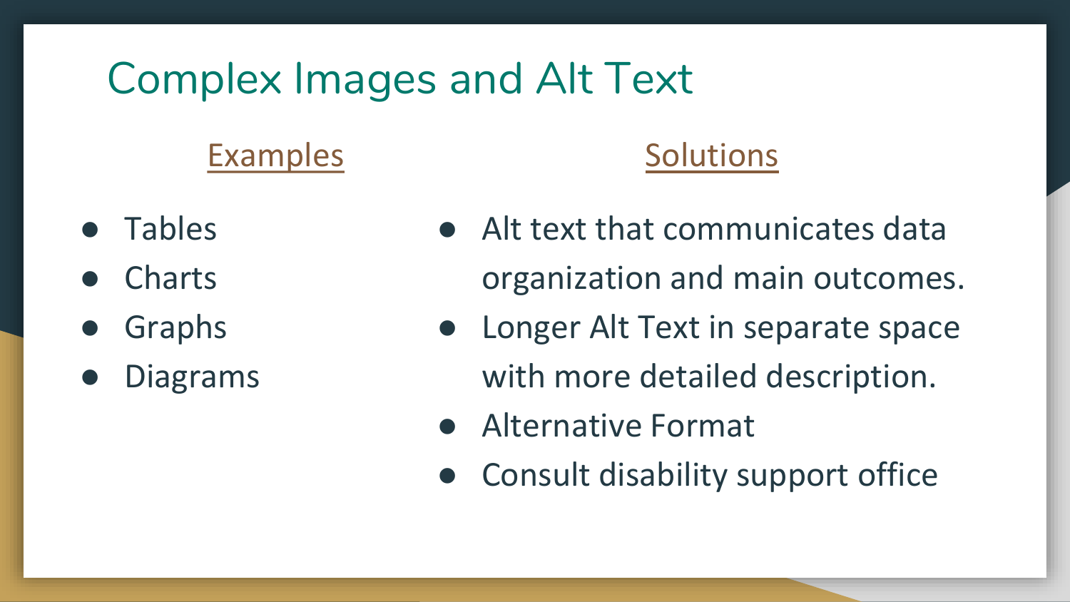# Complex Images and Alt Text

## Examples

- Tables
- Charts
- Graphs
- Diagrams

## Solutions

- Alt text that communicates data organization and main outcomes.
- Longer Alt Text in separate space with more detailed description.
- Alternative Format
- Consult disability support office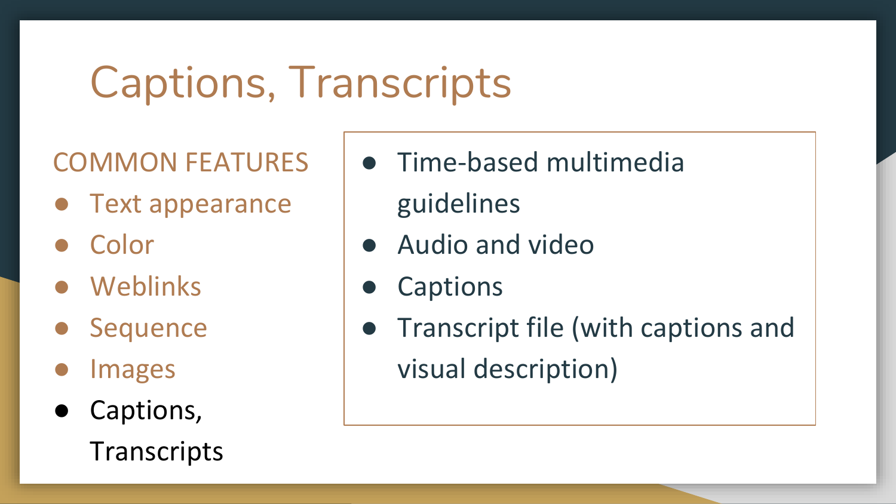# Captions, Transcripts

COMMON FEATURES

- Text appearance
- Color
- Weblinks
- Sequence
- Images
- Captions, Transcripts

---

- Time-based multimedia guidelines
- Audio and video
- Captions
- Transcript file (with captions and visual description)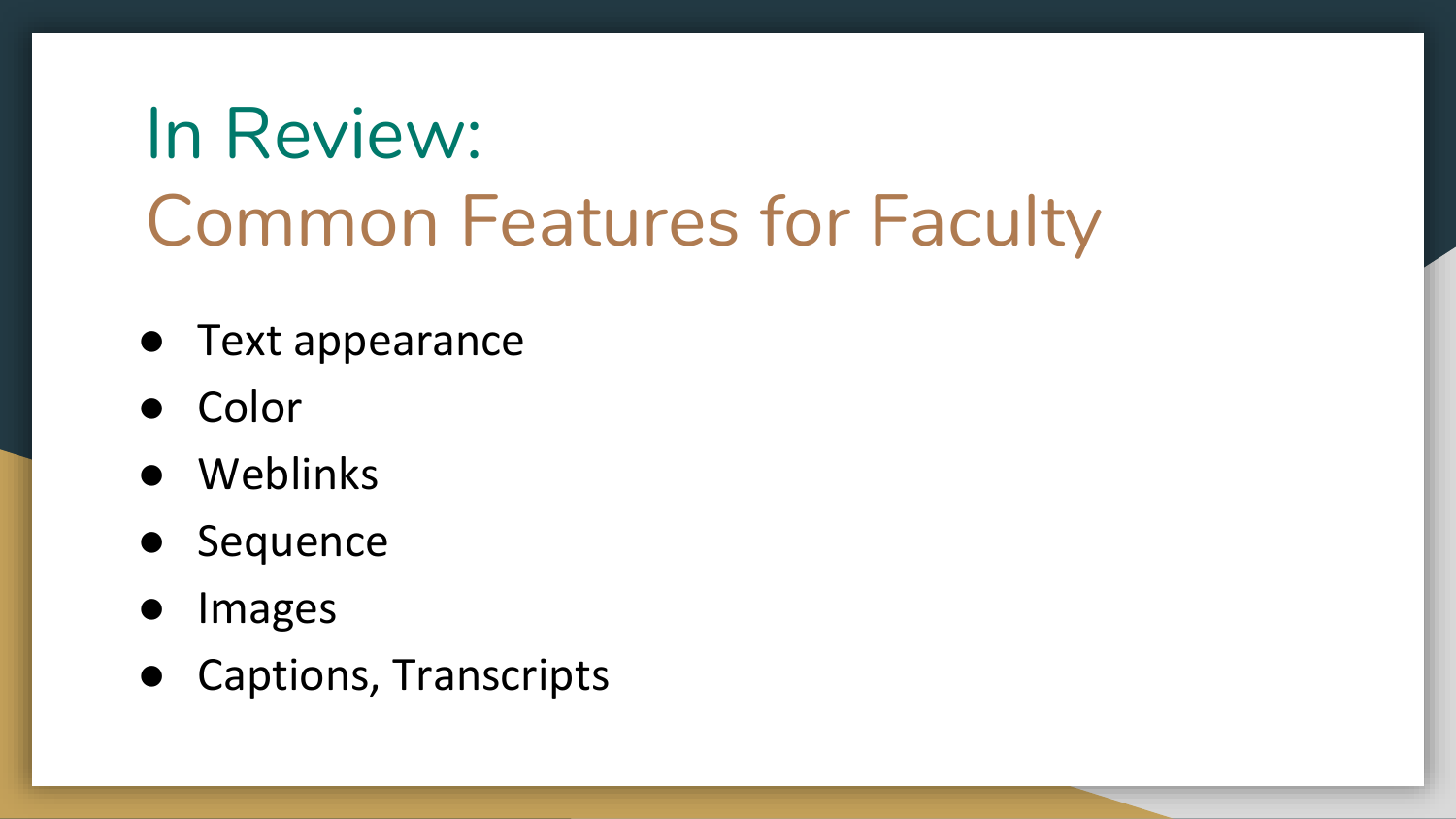# In Review:
## Common Features for Faculty

- Text appearance
- Color
- Weblinks
- Sequence
- Images
- Captions, Transcripts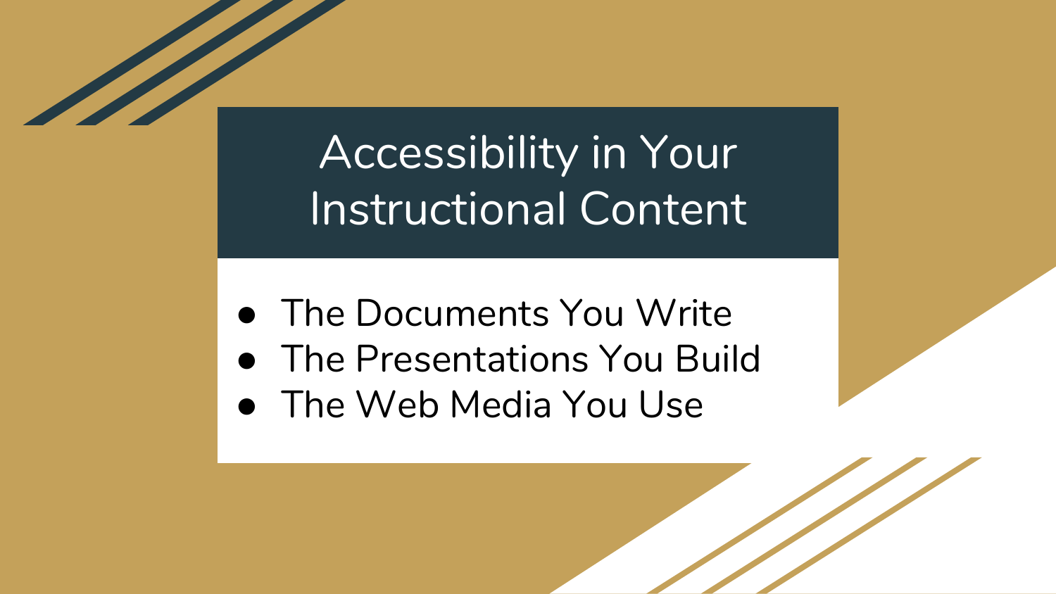# Accessibility in Your Instructional Content

- The Documents You Write
- The Presentations You Build
- The Web Media You Use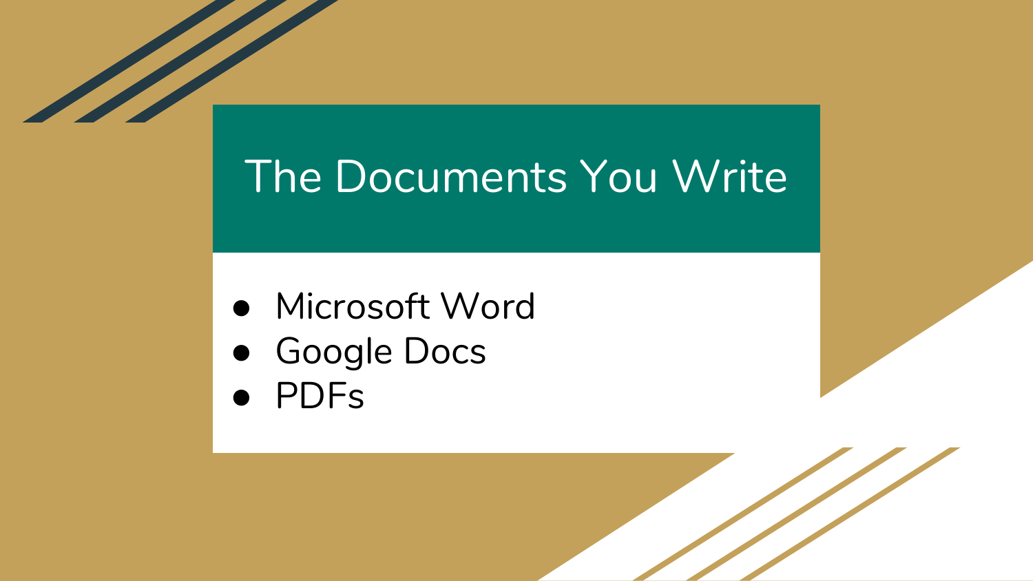# The Documents You Write

- Microsoft Word
- Google Docs
- PDFs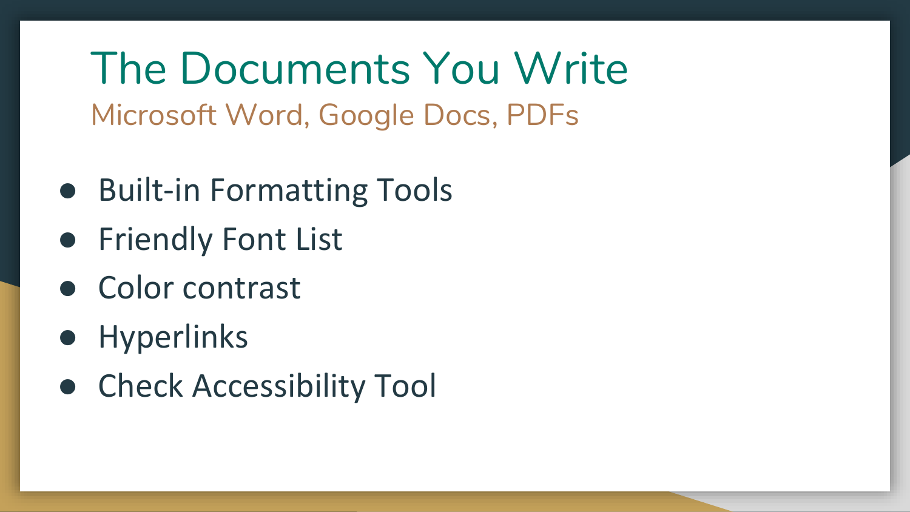# The Documents You Write

## Microsoft Word, Google Docs, PDFs

- Built-in Formatting Tools
- Friendly Font List
- Color contrast
- Hyperlinks
- Check Accessibility Tool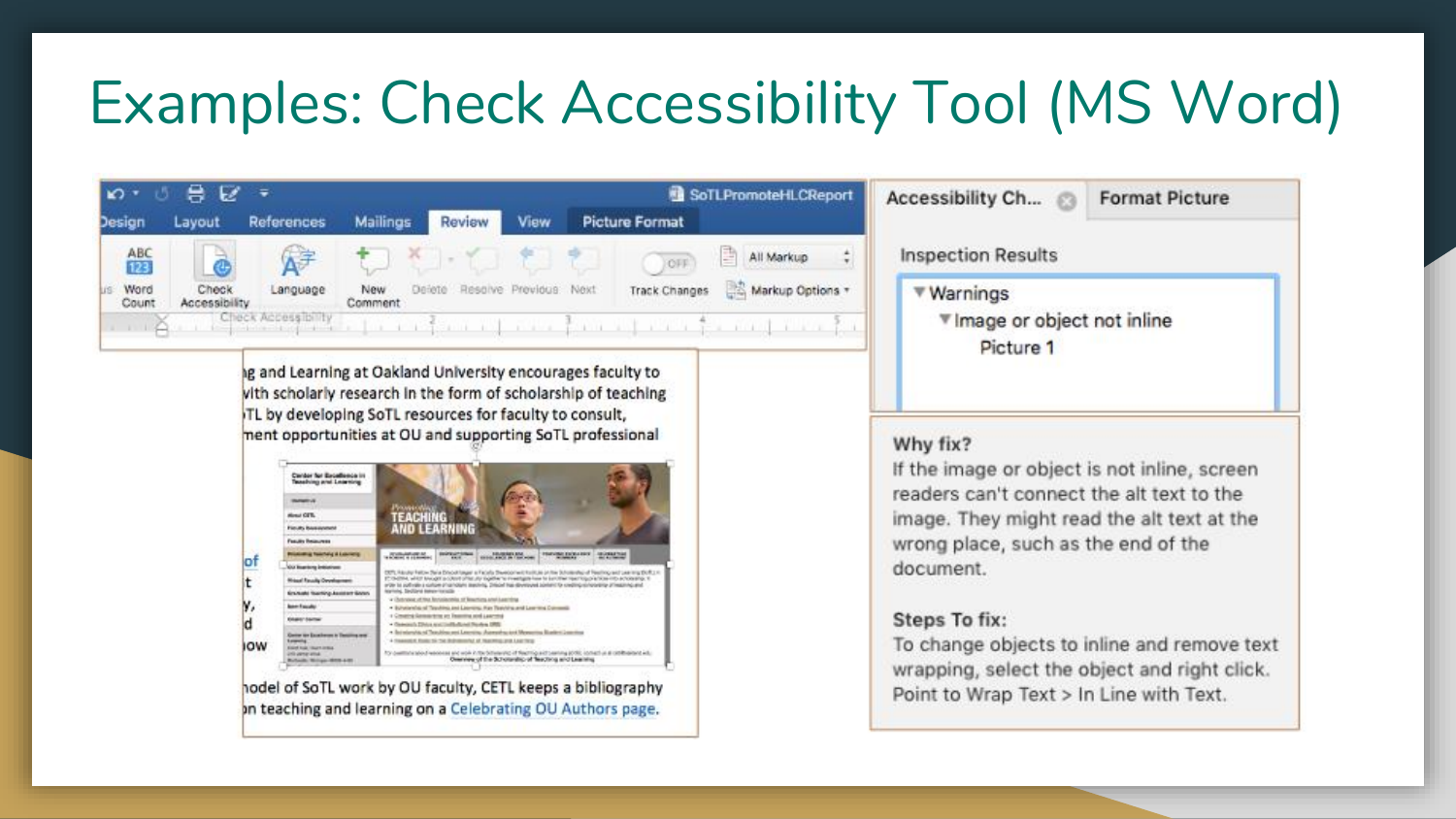# Examples: Check Accessibility Tool (MS Word)

Design | Layout | References | Mailings | Review | View | Picture Format

Word Count | Check Accessibility | Language | New Comment | Delete | Resolve | Previous | Next | Track Changes | All Markup | Markup Options

Check Accessibility

ng and Learning at Oakland University encourages faculty to with scholarly research in the form of scholarship of teaching TL by developing SoTL resources for faculty to consult, ment opportunities at OU and supporting SoTL professional

nodel of SoTL work by OU faculty, CETL keeps a bibliography on teaching and learning on a Celebrating OU Authors page.

**Accessibility Ch...** | **Format Picture**

Inspection Results

- Warnings
  - Image or object not inline
    - Picture 1

**Why fix?**
If the image or object is not inline, screen readers can't connect the alt text to the image. They might read the alt text at the wrong place, such as the end of the document.

**Steps To fix:**
To change objects to inline and remove text wrapping, select the object and right click. Point to Wrap Text > In Line with Text.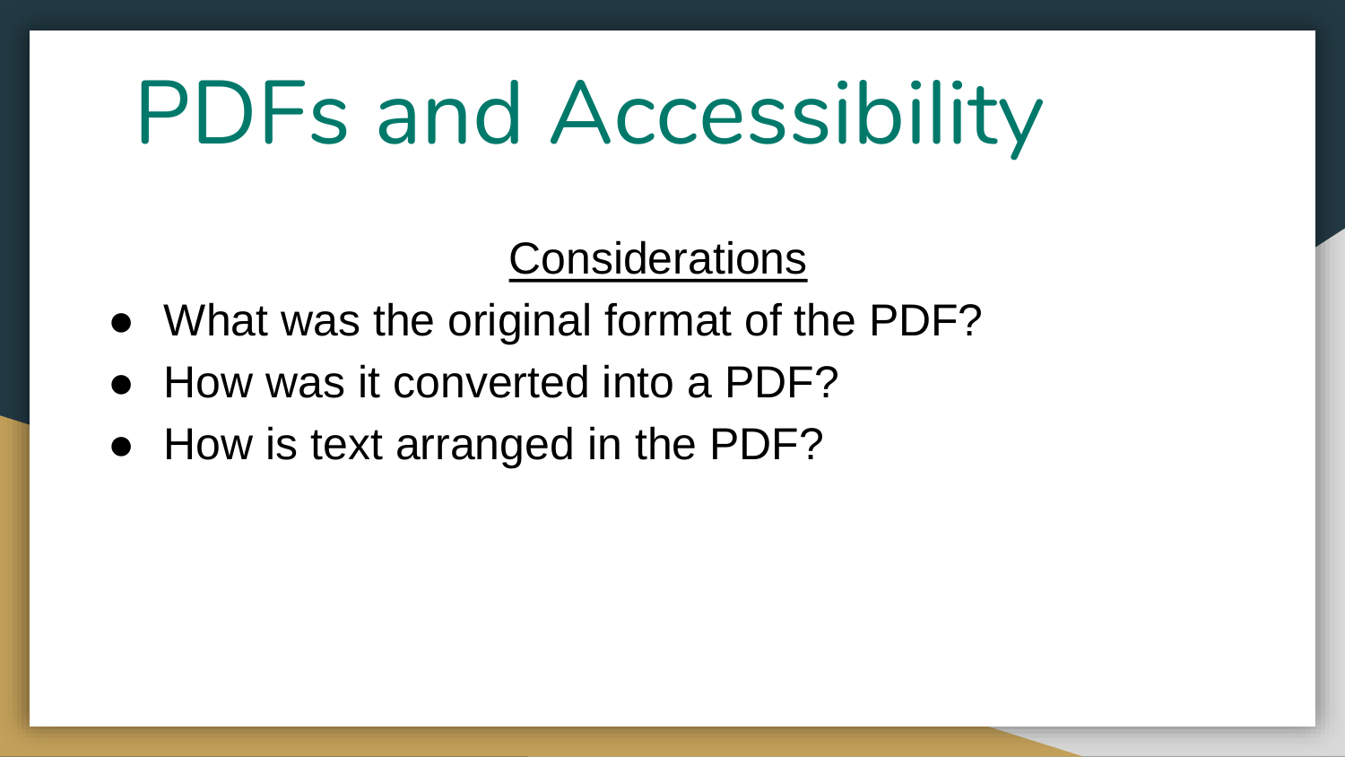# PDFs and Accessibility

Considerations

- What was the original format of the PDF?
- How was it converted into a PDF?
- How is text arranged in the PDF?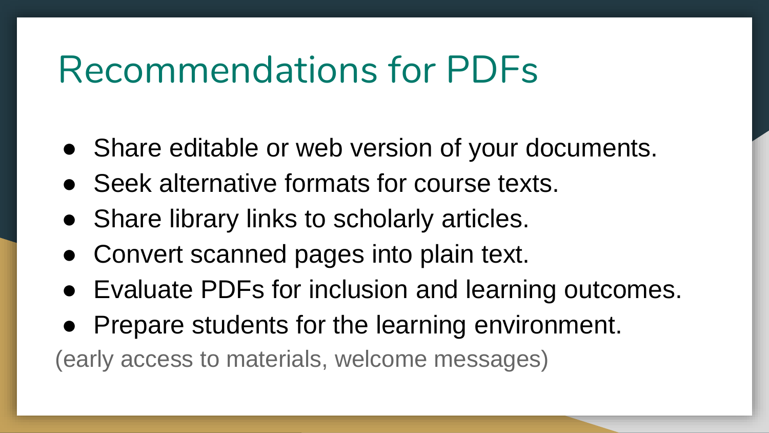# Recommendations for PDFs

- Share editable or web version of your documents.
- Seek alternative formats for course texts.
- Share library links to scholarly articles.
- Convert scanned pages into plain text.
- Evaluate PDFs for inclusion and learning outcomes.
- Prepare students for the learning environment.

(early access to materials, welcome messages)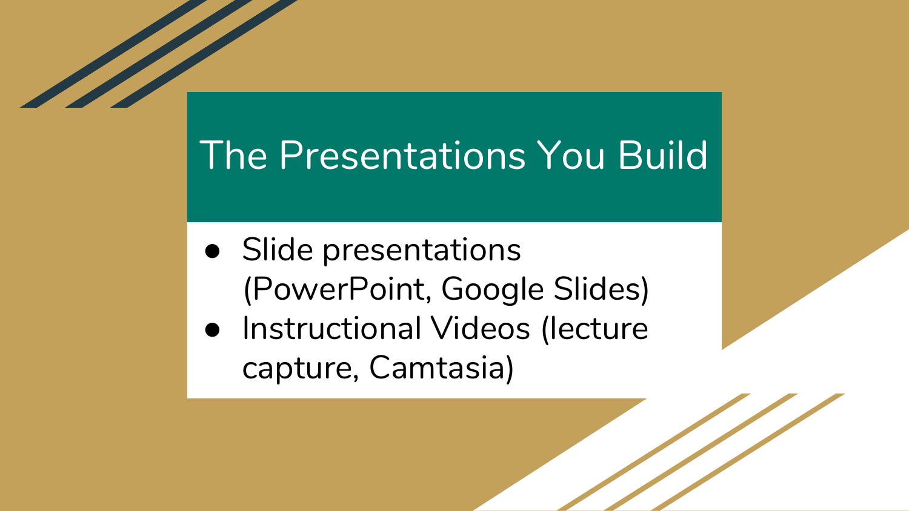# The Presentations You Build

- Slide presentations (PowerPoint, Google Slides)
- Instructional Videos (lecture capture, Camtasia)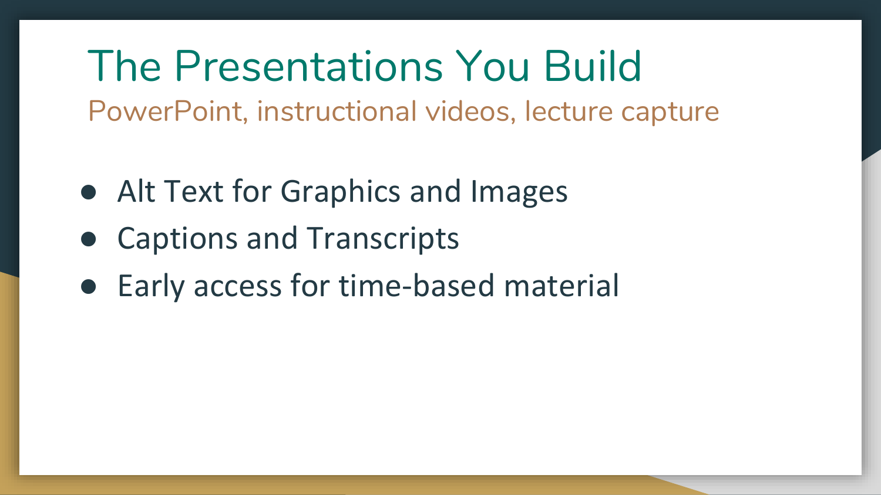# The Presentations You Build

## PowerPoint, instructional videos, lecture capture

- Alt Text for Graphics and Images
- Captions and Transcripts
- Early access for time-based material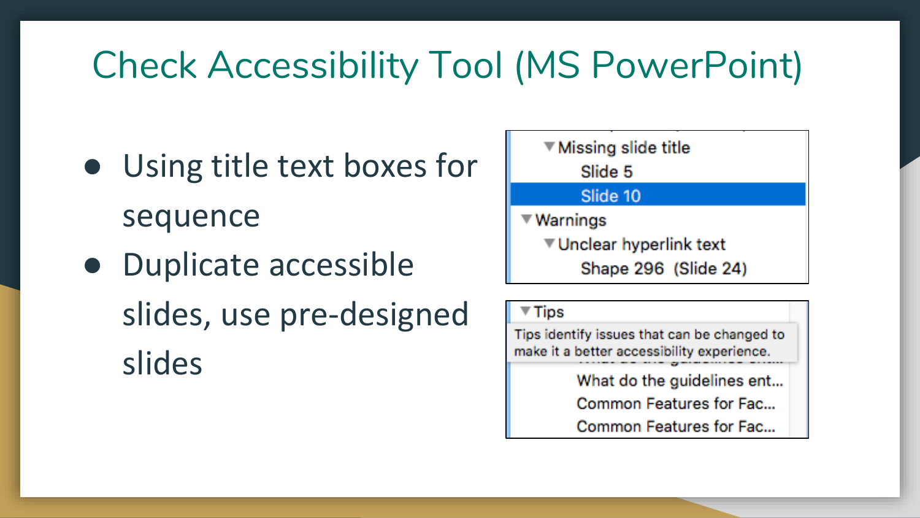# Check Accessibility Tool (MS PowerPoint)

- Using title text boxes for sequence
- Duplicate accessible slides, use pre-designed slides

▼ Missing slide title
  - Slide 5
  - Slide 10

▼ Warnings
  - ▼ Unclear hyperlink text
    - Shape 296 (Slide 24)

▼ Tips

Tips identify issues that can be changed to make it a better accessibility experience.

- What do the guidelines ent...
- Common Features for Fac...
- Common Features for Fac...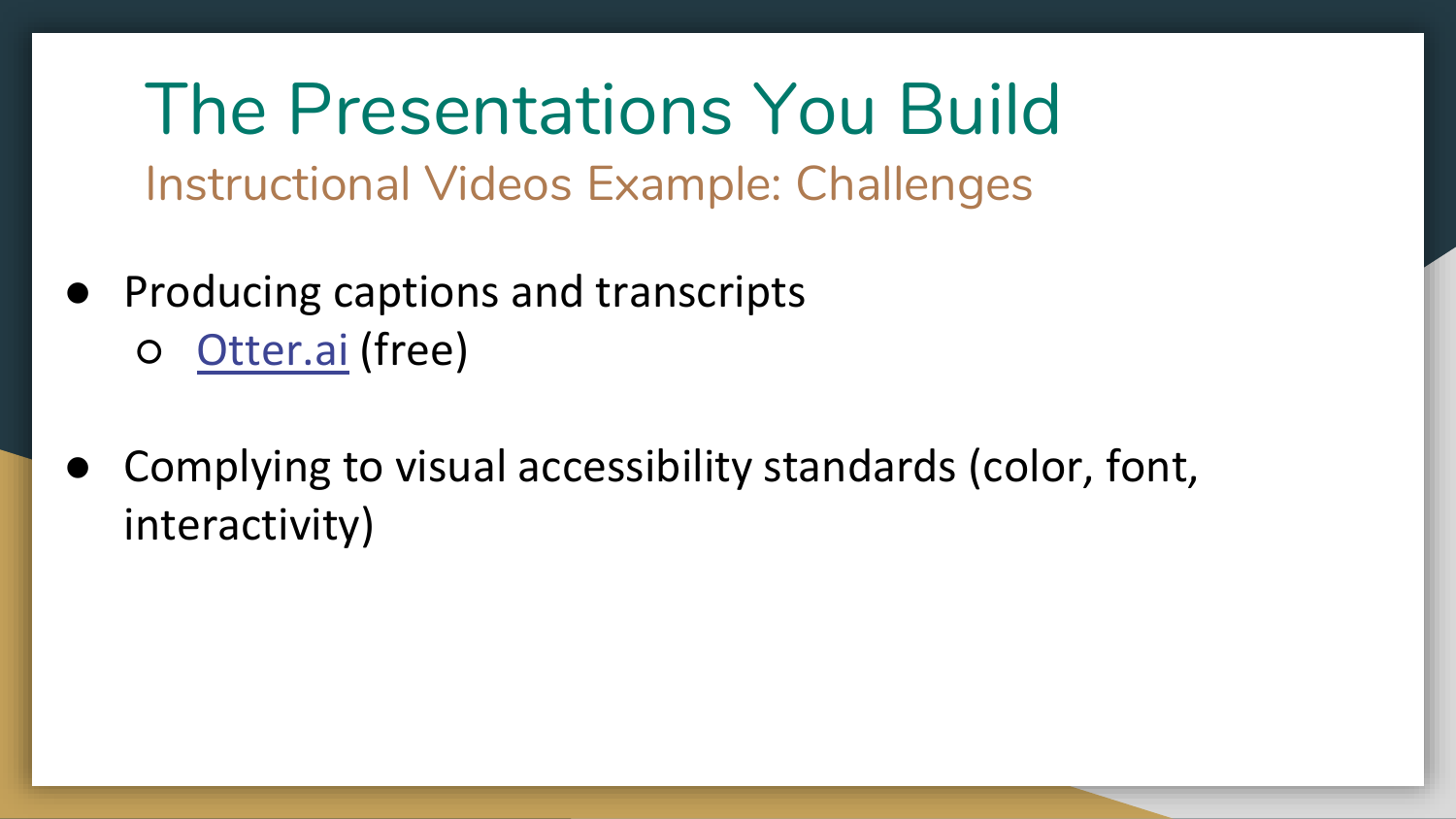# The Presentations You Build

## Instructional Videos Example: Challenges

- Producing captions and transcripts
  - Otter.ai (free)

- Complying to visual accessibility standards (color, font, interactivity)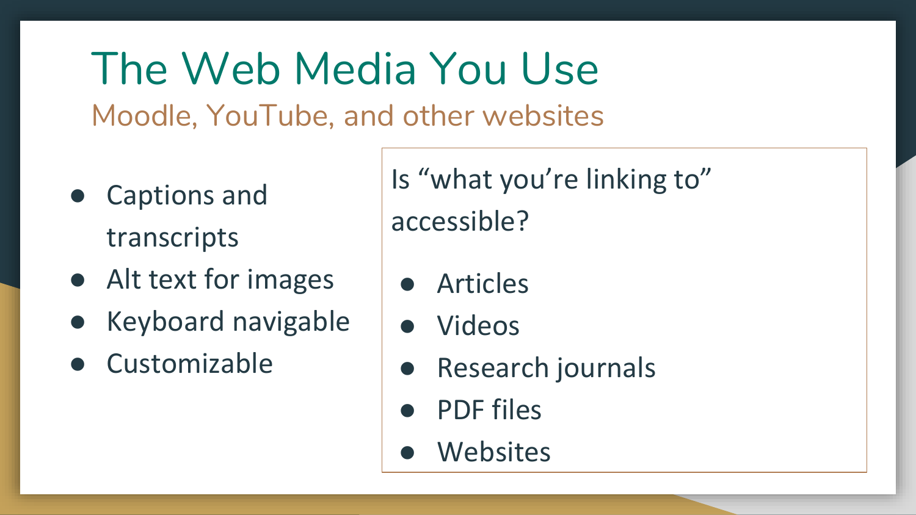# The Web Media You Use

## Moodle, YouTube, and other websites

- Captions and transcripts
- Alt text for images
- Keyboard navigable
- Customizable

Is “what you’re linking to” accessible?

- Articles
- Videos
- Research journals
- PDF files
- Websites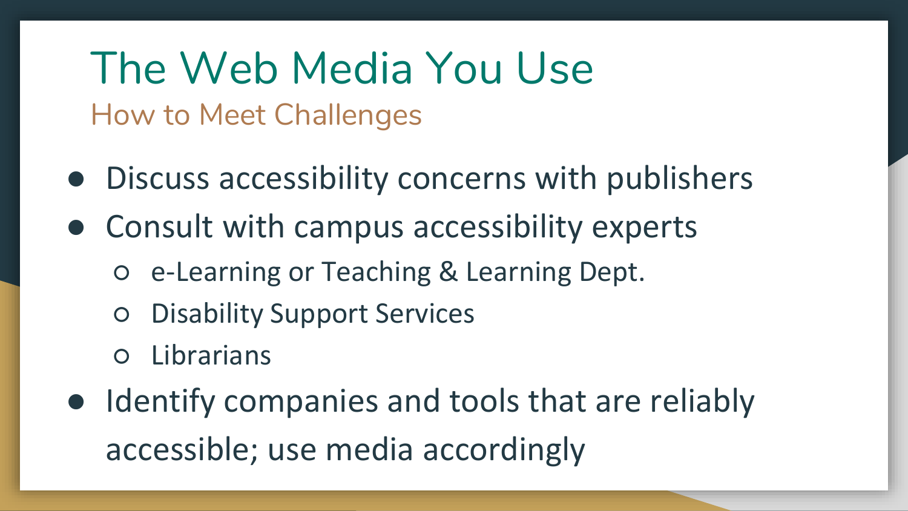# The Web Media You Use

## How to Meet Challenges

- Discuss accessibility concerns with publishers
- Consult with campus accessibility experts
  - e-Learning or Teaching & Learning Dept.
  - Disability Support Services
  - Librarians
- Identify companies and tools that are reliably accessible; use media accordingly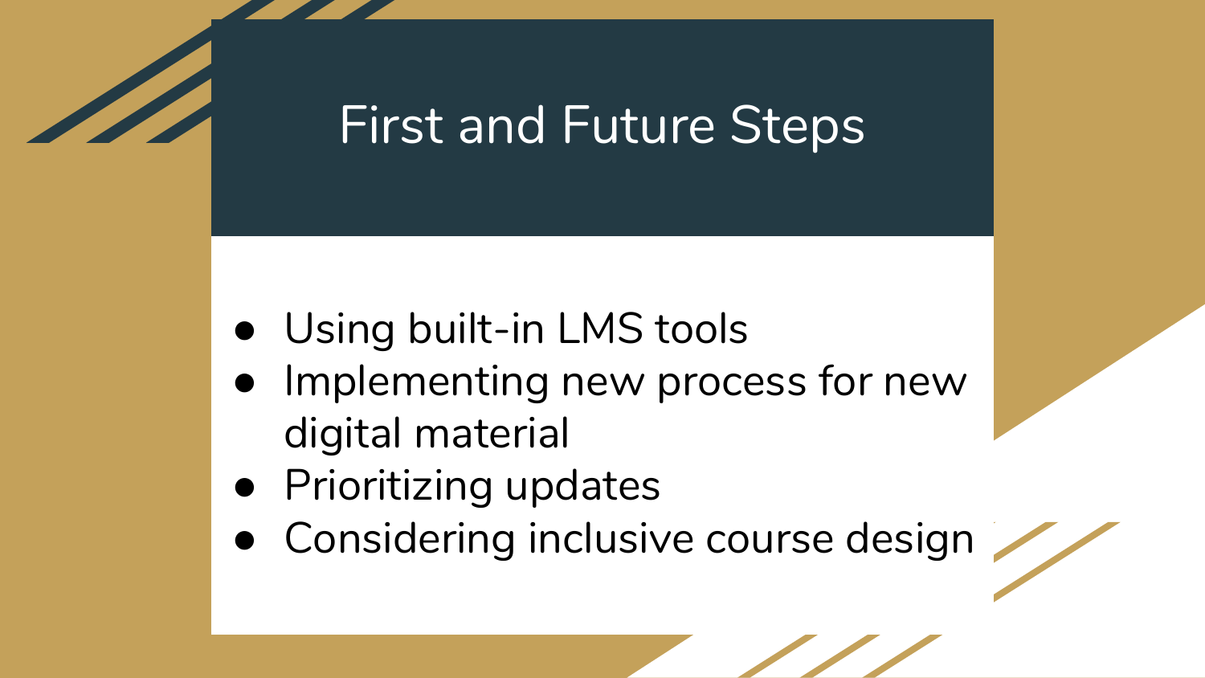# First and Future Steps

- Using built-in LMS tools
- Implementing new process for new digital material
- Prioritizing updates
- Considering inclusive course design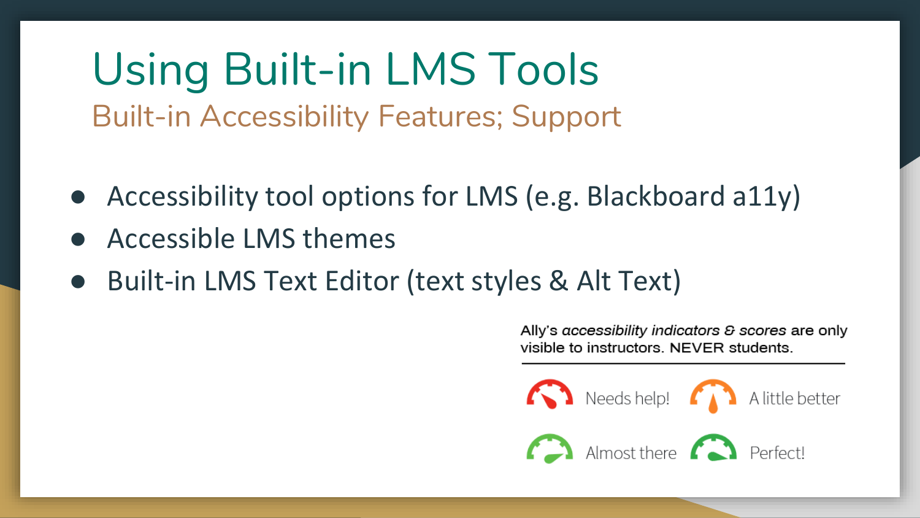# Using Built-in LMS Tools

## Built-in Accessibility Features; Support

- Accessibility tool options for LMS (e.g. Blackboard a11y)
- Accessible LMS themes
- Built-in LMS Text Editor (text styles & Alt Text)

Ally's *accessibility indicators & scores* are only visible to instructors. NEVER students.

Needs help!

A little better

Almost there

Perfect!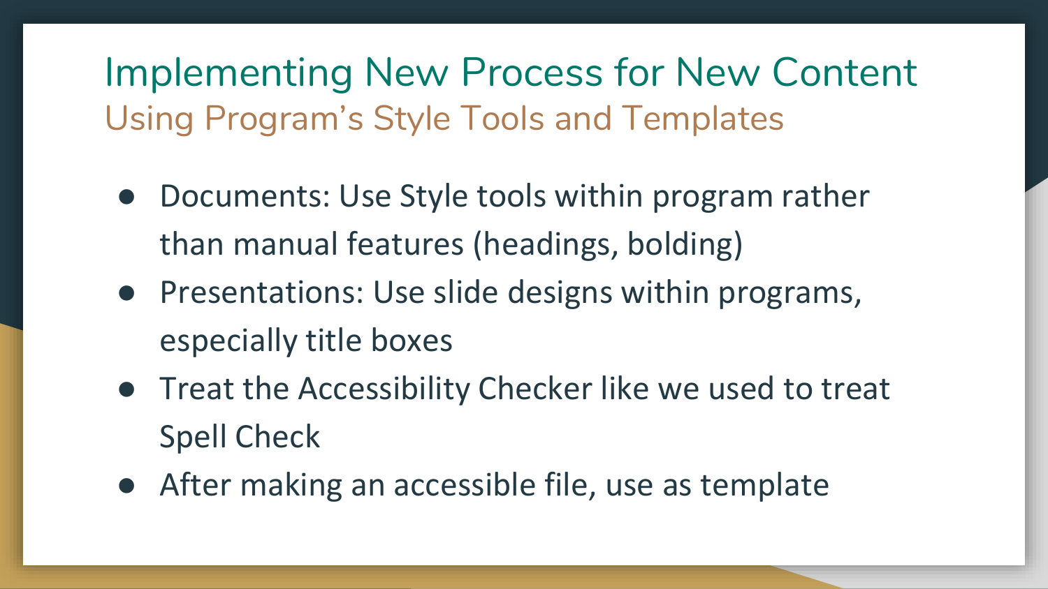# Implementing New Process for New Content

## Using Program's Style Tools and Templates

- Documents: Use Style tools within program rather than manual features (headings, bolding)
- Presentations: Use slide designs within programs, especially title boxes
- Treat the Accessibility Checker like we used to treat Spell Check
- After making an accessible file, use as template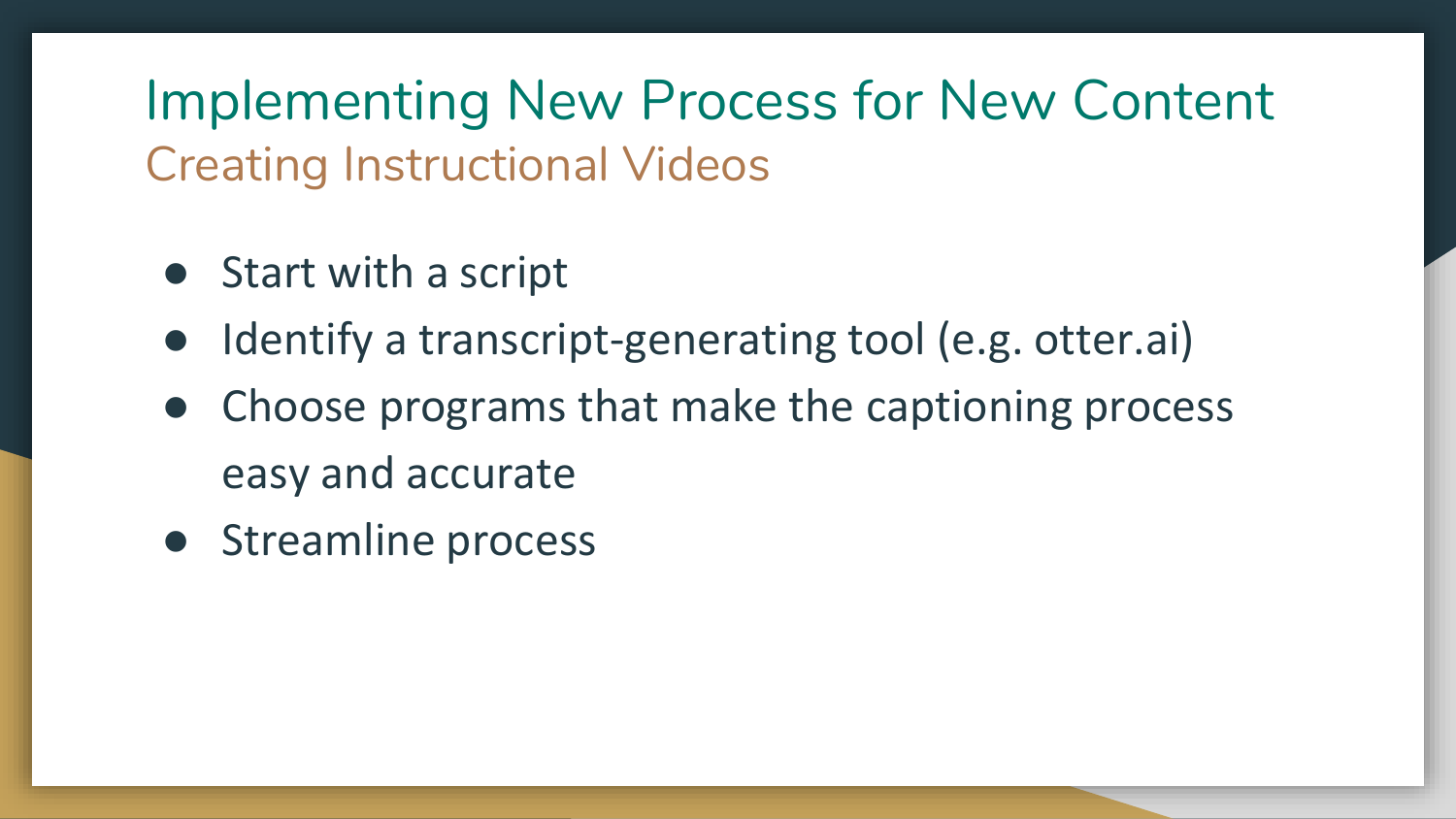# Implementing New Process for New Content

## Creating Instructional Videos

- Start with a script
- Identify a transcript-generating tool (e.g. otter.ai)
- Choose programs that make the captioning process easy and accurate
- Streamline process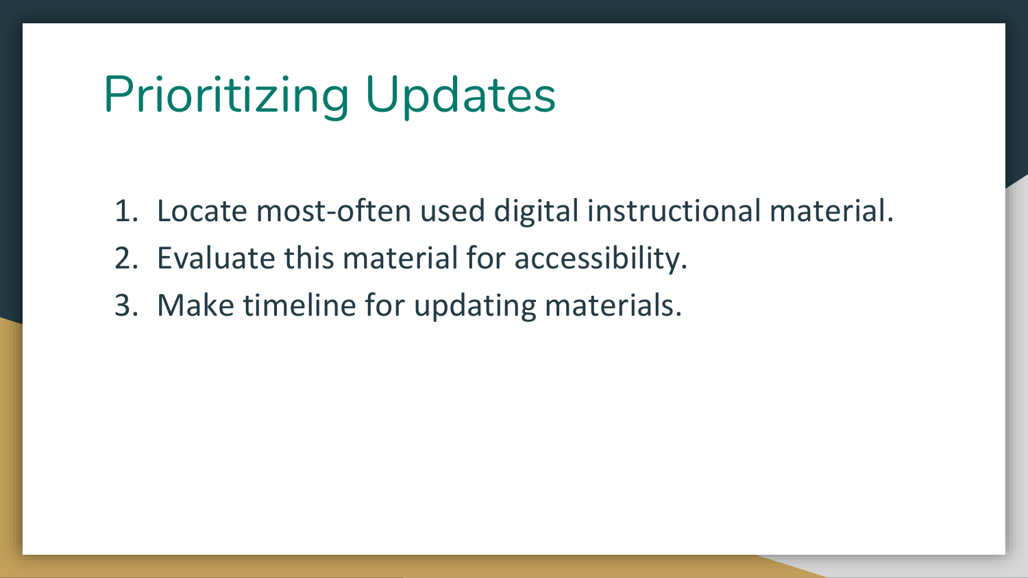# Prioritizing Updates

1. Locate most-often used digital instructional material.
2. Evaluate this material for accessibility.
3. Make timeline for updating materials.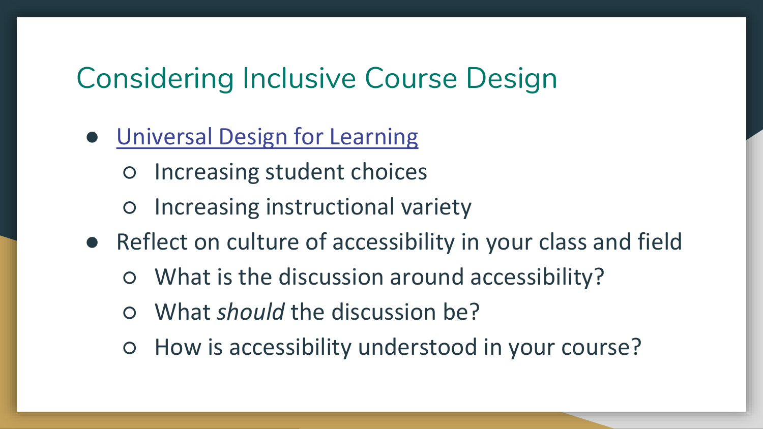# Considering Inclusive Course Design

- Universal Design for Learning
  - Increasing student choices
  - Increasing instructional variety
- Reflect on culture of accessibility in your class and field
  - What is the discussion around accessibility?
  - What *should* the discussion be?
  - How is accessibility understood in your course?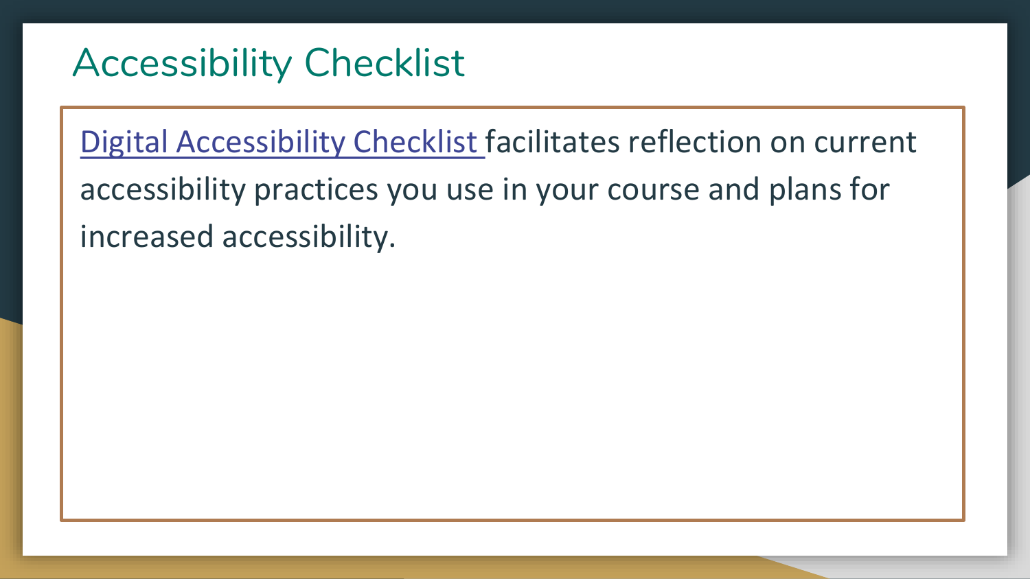# Accessibility Checklist

Digital Accessibility Checklist facilitates reflection on current accessibility practices you use in your course and plans for increased accessibility.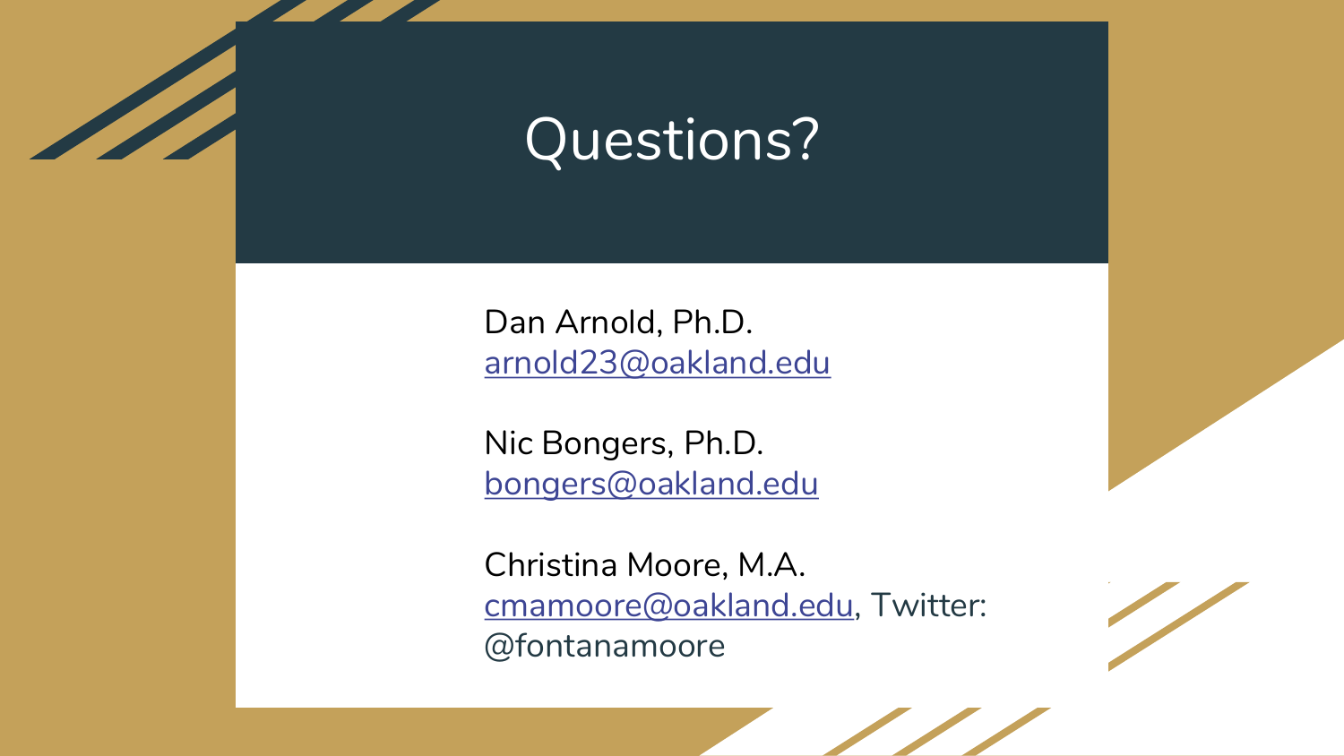# Questions?

Dan Arnold, Ph.D.
arnold23@oakland.edu

Nic Bongers, Ph.D.
bongers@oakland.edu

Christina Moore, M.A.
cmamoore@oakland.edu, Twitter: @fontanamoore